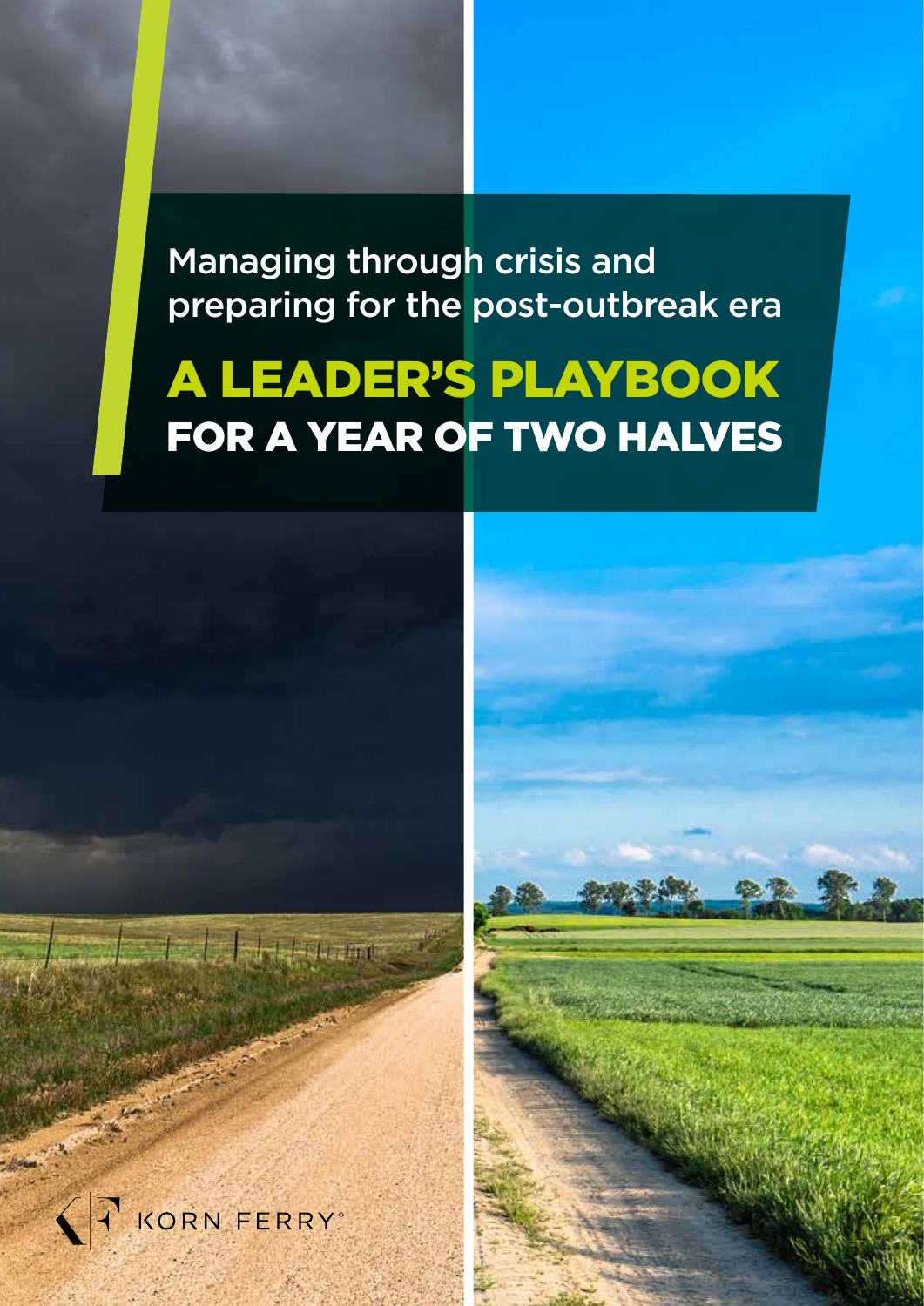Managing through crisis and preparing for the post-outbreak era

# A LEADER'S PLAYBOOK FOR A YEAR OF TWO HALVES

KORN FERRY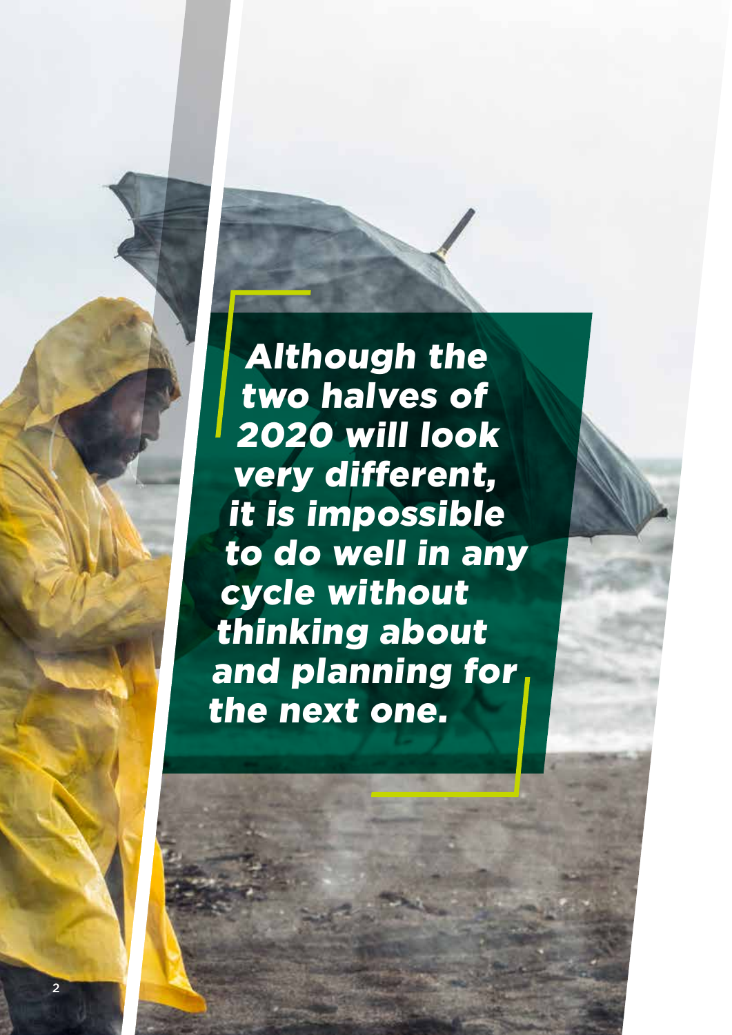*Although the two halves of 2020 will look very different, it is impossible to do well in any cycle without thinking about and planning for the next one.*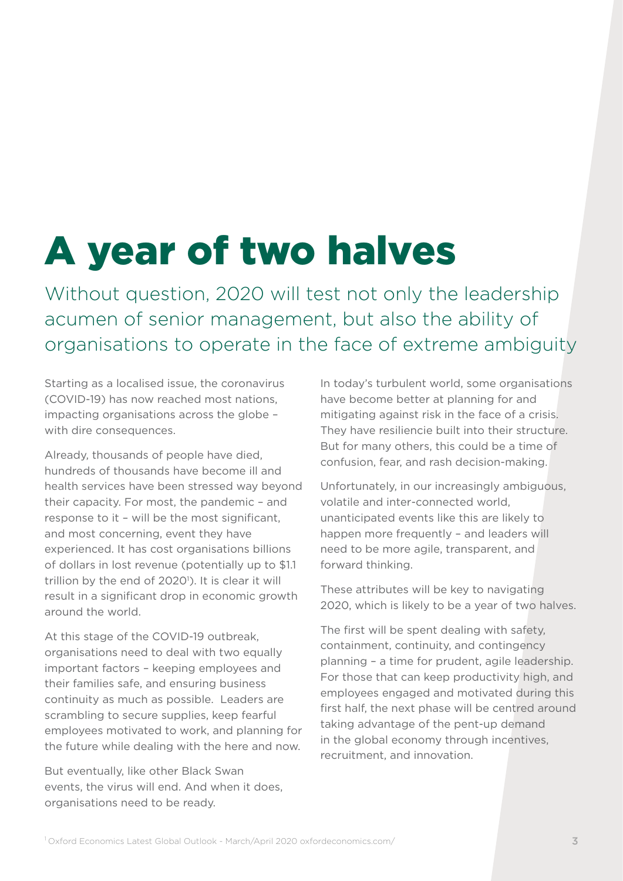# A year of two halves

## Without question, 2020 will test not only the leadership acumen of senior management, but also the ability of organisations to operate in the face of extreme ambiguity

Starting as a localised issue, the coronavirus (COVID-19) has now reached most nations, impacting organisations across the globe – with dire consequences.

Already, thousands of people have died, hundreds of thousands have become ill and health services have been stressed way beyond their capacity. For most, the pandemic – and response to it – will be the most significant, and most concerning, event they have experienced. It has cost organisations billions of dollars in lost revenue (potentially up to $1.1 trillion by the end of 2020[1]). It is clear it will result in a significant drop in economic growth around the world.

At this stage of the COVID-19 outbreak, organisations need to deal with two equally important factors – keeping employees and their families safe, and ensuring business continuity as much as possible. Leaders are scrambling to secure supplies, keep fearful employees motivated to work, and planning for the future while dealing with the here and now.

But eventually, like other Black Swan events, the virus will end. And when it does, organisations need to be ready.

In today's turbulent world, some organisations have become better at planning for and mitigating against risk in the face of a crisis. They have resiliencie built into their structure. But for many others, this could be a time of confusion, fear, and rash decision-making.

Unfortunately, in our increasingly ambiguous, volatile and inter-connected world, unanticipated events like this are likely to happen more frequently – and leaders will need to be more agile, transparent, and forward thinking.

These attributes will be key to navigating 2020, which is likely to be a year of two halves.

The first will be spent dealing with safety, containment, continuity, and contingency planning – a time for prudent, agile leadership. For those that can keep productivity high, and employees engaged and motivated during this first half, the next phase will be centred around taking advantage of the pent-up demand in the global economy through incentives, recruitment, and innovation.

[1] Oxford Economics Latest Global Outlook - March/April 2020 oxfordeconomics.com/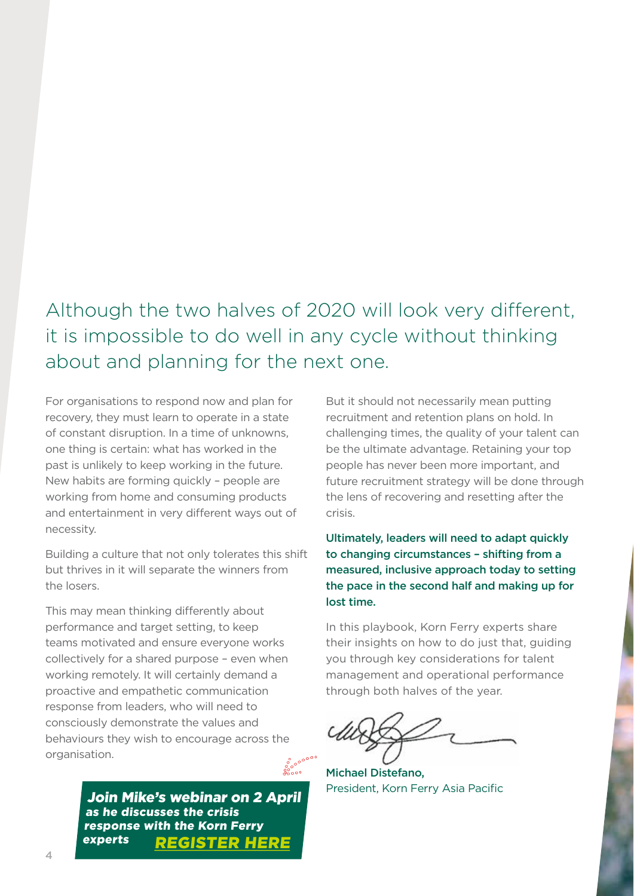## Although the two halves of 2020 will look very different, it is impossible to do well in any cycle without thinking about and planning for the next one.

For organisations to respond now and plan for recovery, they must learn to operate in a state of constant disruption. In a time of unknowns, one thing is certain: what has worked in the past is unlikely to keep working in the future. New habits are forming quickly – people are working from home and consuming products and entertainment in very different ways out of necessity.

Building a culture that not only tolerates this shift but thrives in it will separate the winners from the losers.

This may mean thinking differently about performance and target setting, to keep teams motivated and ensure everyone works collectively for a shared purpose – even when working remotely. It will certainly demand a proactive and empathetic communication response from leaders, who will need to consciously demonstrate the values and behaviours they wish to encourage across the organisation.

***Join Mike's webinar on 2 April as he discusses the crisis response with the Korn Ferry experts*** ***REGISTER HERE***

But it should not necessarily mean putting recruitment and retention plans on hold. In challenging times, the quality of your talent can be the ultimate advantage. Retaining your top people has never been more important, and future recruitment strategy will be done through the lens of recovering and resetting after the crisis.

**Ultimately, leaders will need to adapt quickly to changing circumstances – shifting from a measured, inclusive approach today to setting the pace in the second half and making up for lost time.**

In this playbook, Korn Ferry experts share their insights on how to do just that, guiding you through key considerations for talent management and operational performance through both halves of the year.

Michael Distefano,
President, Korn Ferry Asia Pacific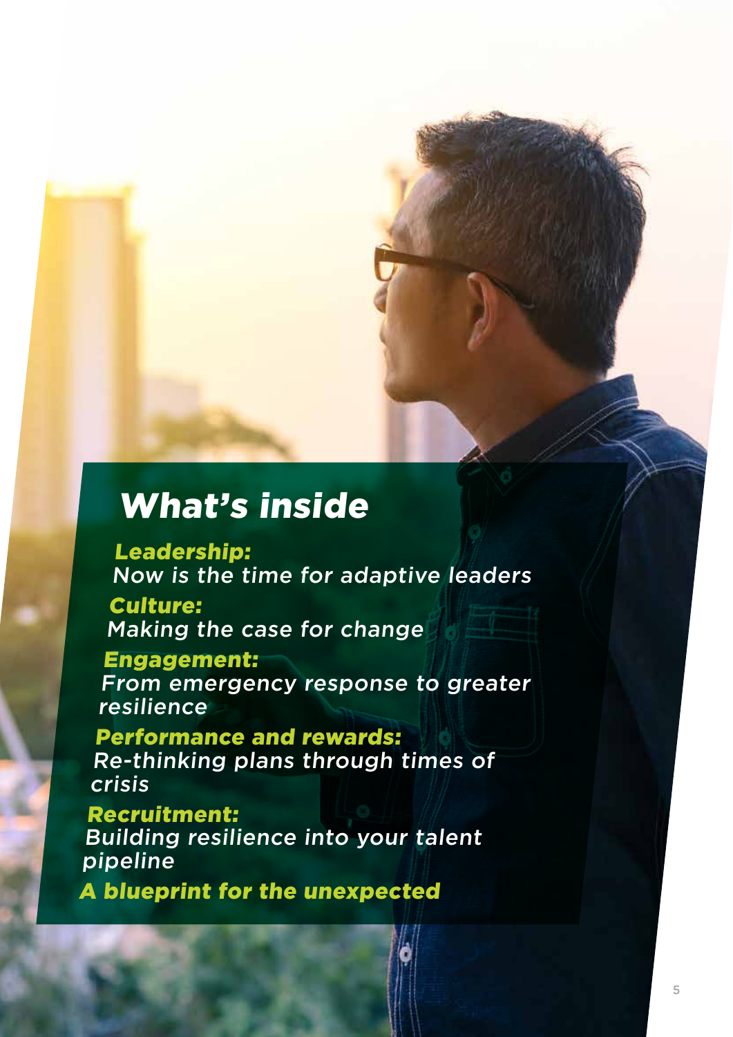# What's inside

***Leadership:***
*Now is the time for adaptive leaders*

***Culture:***
*Making the case for change*

***Engagement:***
*From emergency response to greater resilience*

***Performance and rewards:***
*Re-thinking plans through times of crisis*

***Recruitment:***
*Building resilience into your talent pipeline*

***A blueprint for the unexpected***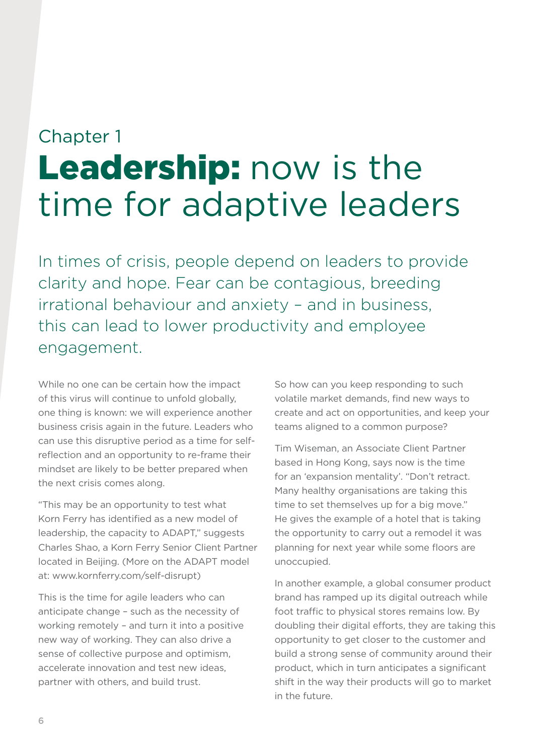Chapter 1

# **Leadership:** now is the time for adaptive leaders

In times of crisis, people depend on leaders to provide clarity and hope. Fear can be contagious, breeding irrational behaviour and anxiety – and in business, this can lead to lower productivity and employee engagement.

While no one can be certain how the impact of this virus will continue to unfold globally, one thing is known: we will experience another business crisis again in the future. Leaders who can use this disruptive period as a time for self-reflection and an opportunity to re-frame their mindset are likely to be better prepared when the next crisis comes along.

"This may be an opportunity to test what Korn Ferry has identified as a new model of leadership, the capacity to ADAPT," suggests Charles Shao, a Korn Ferry Senior Client Partner located in Beijing. (More on the ADAPT model at: www.kornferry.com/self-disrupt)

This is the time for agile leaders who can anticipate change – such as the necessity of working remotely – and turn it into a positive new way of working. They can also drive a sense of collective purpose and optimism, accelerate innovation and test new ideas, partner with others, and build trust.

So how can you keep responding to such volatile market demands, find new ways to create and act on opportunities, and keep your teams aligned to a common purpose?

Tim Wiseman, an Associate Client Partner based in Hong Kong, says now is the time for an 'expansion mentality'. "Don't retract. Many healthy organisations are taking this time to set themselves up for a big move." He gives the example of a hotel that is taking the opportunity to carry out a remodel it was planning for next year while some floors are unoccupied.

In another example, a global consumer product brand has ramped up its digital outreach while foot traffic to physical stores remains low. By doubling their digital efforts, they are taking this opportunity to get closer to the customer and build a strong sense of community around their product, which in turn anticipates a significant shift in the way their products will go to market in the future.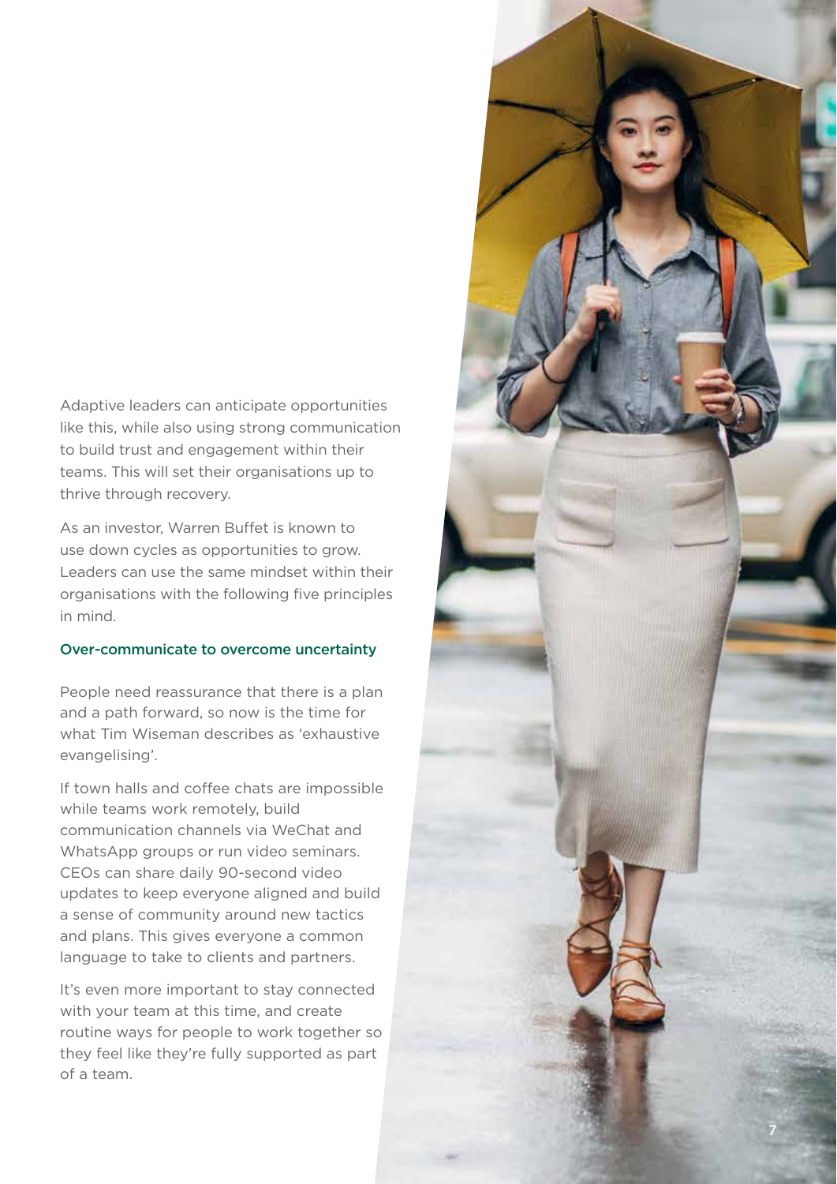Adaptive leaders can anticipate opportunities like this, while also using strong communication to build trust and engagement within their teams. This will set their organisations up to thrive through recovery.

As an investor, Warren Buffet is known to use down cycles as opportunities to grow. Leaders can use the same mindset within their organisations with the following five principles in mind.

### Over-communicate to overcome uncertainty

People need reassurance that there is a plan and a path forward, so now is the time for what Tim Wiseman describes as 'exhaustive evangelising'.

If town halls and coffee chats are impossible while teams work remotely, build communication channels via WeChat and WhatsApp groups or run video seminars. CEOs can share daily 90-second video updates to keep everyone aligned and build a sense of community around new tactics and plans. This gives everyone a common language to take to clients and partners.

It's even more important to stay connected with your team at this time, and create routine ways for people to work together so they feel like they're fully supported as part of a team.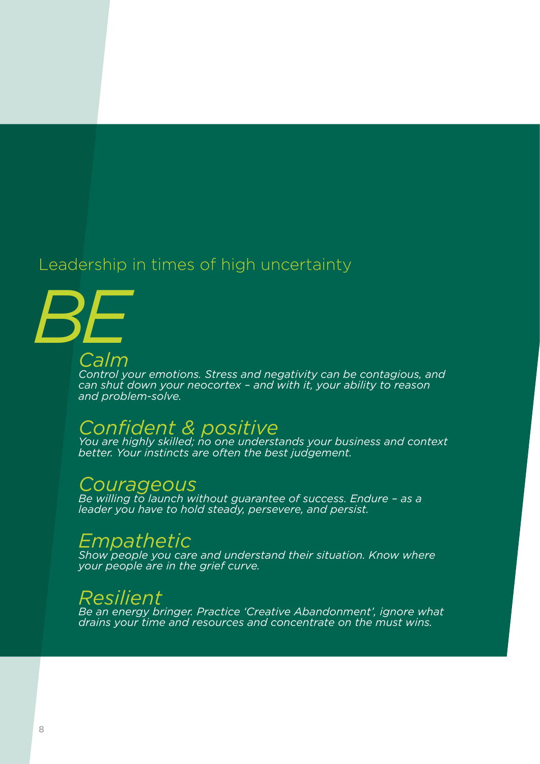## Leadership in times of high uncertainty

# *BE*

### *Calm*

*Control your emotions. Stress and negativity can be contagious, and can shut down your neocortex – and with it, your ability to reason and problem-solve.*

### *Confident & positive*

*You are highly skilled; no one understands your business and context better. Your instincts are often the best judgement.*

### *Courageous*

*Be willing to launch without guarantee of success. Endure – as a leader you have to hold steady, persevere, and persist.*

### *Empathetic*

*Show people you care and understand their situation. Know where your people are in the grief curve.*

### *Resilient*

*Be an energy bringer. Practice 'Creative Abandonment', ignore what drains your time and resources and concentrate on the must wins.*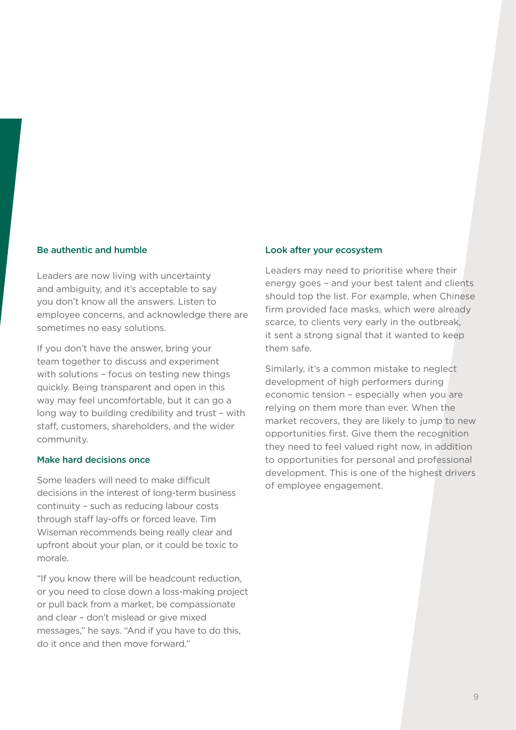### Be authentic and humble

Leaders are now living with uncertainty and ambiguity, and it's acceptable to say you don't know all the answers. Listen to employee concerns, and acknowledge there are sometimes no easy solutions.

If you don't have the answer, bring your team together to discuss and experiment with solutions – focus on testing new things quickly. Being transparent and open in this way may feel uncomfortable, but it can go a long way to building credibility and trust – with staff, customers, shareholders, and the wider community.

### Make hard decisions once

Some leaders will need to make difficult decisions in the interest of long-term business continuity – such as reducing labour costs through staff lay-offs or forced leave. Tim Wiseman recommends being really clear and upfront about your plan, or it could be toxic to morale.

"If you know there will be headcount reduction, or you need to close down a loss-making project or pull back from a market, be compassionate and clear – don't mislead or give mixed messages," he says. "And if you have to do this, do it once and then move forward."

### Look after your ecosystem

Leaders may need to prioritise where their energy goes – and your best talent and clients should top the list. For example, when Chinese firm provided face masks, which were already scarce, to clients very early in the outbreak, it sent a strong signal that it wanted to keep them safe.

Similarly, it's a common mistake to neglect development of high performers during economic tension – especially when you are relying on them more than ever. When the market recovers, they are likely to jump to new opportunities first. Give them the recognition they need to feel valued right now, in addition to opportunities for personal and professional development. This is one of the highest drivers of employee engagement.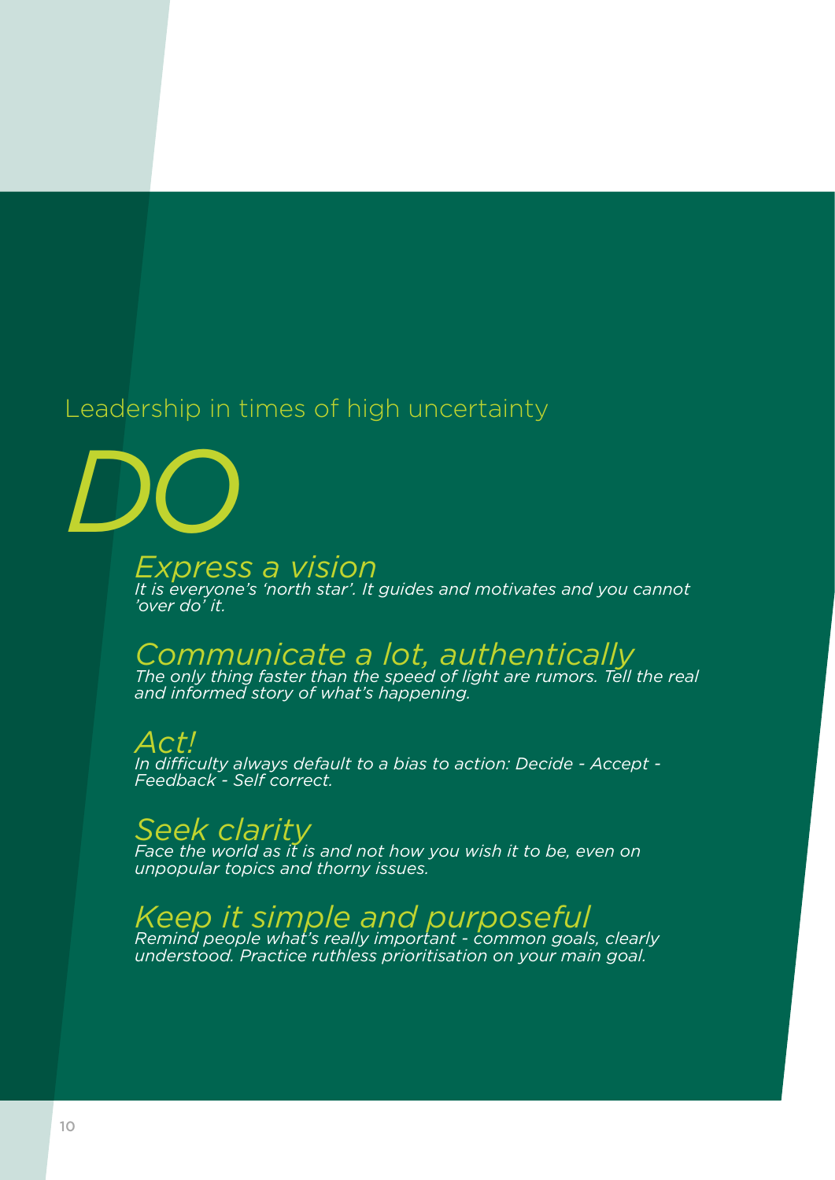Leadership in times of high uncertainty

# *DO*

## *Express a vision*

*It is everyone's 'north star'. It guides and motivates and you cannot 'over do' it.*

## *Communicate a lot, authentically*

*The only thing faster than the speed of light are rumors. Tell the real and informed story of what's happening.*

## *Act!*

*In difficulty always default to a bias to action: Decide - Accept - Feedback - Self correct.*

## *Seek clarity*

*Face the world as it is and not how you wish it to be, even on unpopular topics and thorny issues.*

## *Keep it simple and purposeful*

*Remind people what's really important - common goals, clearly understood. Practice ruthless prioritisation on your main goal.*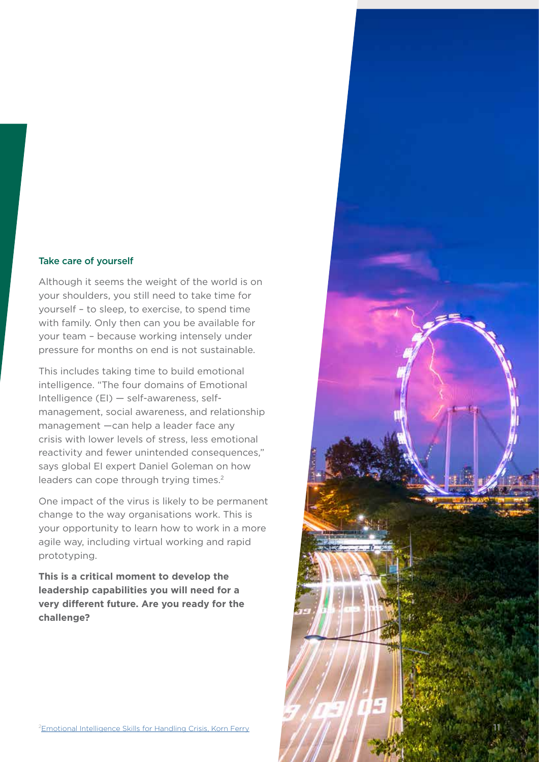### Take care of yourself

Although it seems the weight of the world is on your shoulders, you still need to take time for yourself – to sleep, to exercise, to spend time with family. Only then can you be available for your team – because working intensely under pressure for months on end is not sustainable.

This includes taking time to build emotional intelligence. "The four domains of Emotional Intelligence (EI) — self-awareness, self-management, social awareness, and relationship management —can help a leader face any crisis with lower levels of stress, less emotional reactivity and fewer unintended consequences," says global EI expert Daniel Goleman on how leaders can cope through trying times.[2]

One impact of the virus is likely to be permanent change to the way organisations work. This is your opportunity to learn how to work in a more agile way, including virtual working and rapid prototyping.

**This is a critical moment to develop the leadership capabilities you will need for a very different future. Are you ready for the challenge?**

[2] Emotional Intelligence Skills for Handling Crisis, Korn Ferry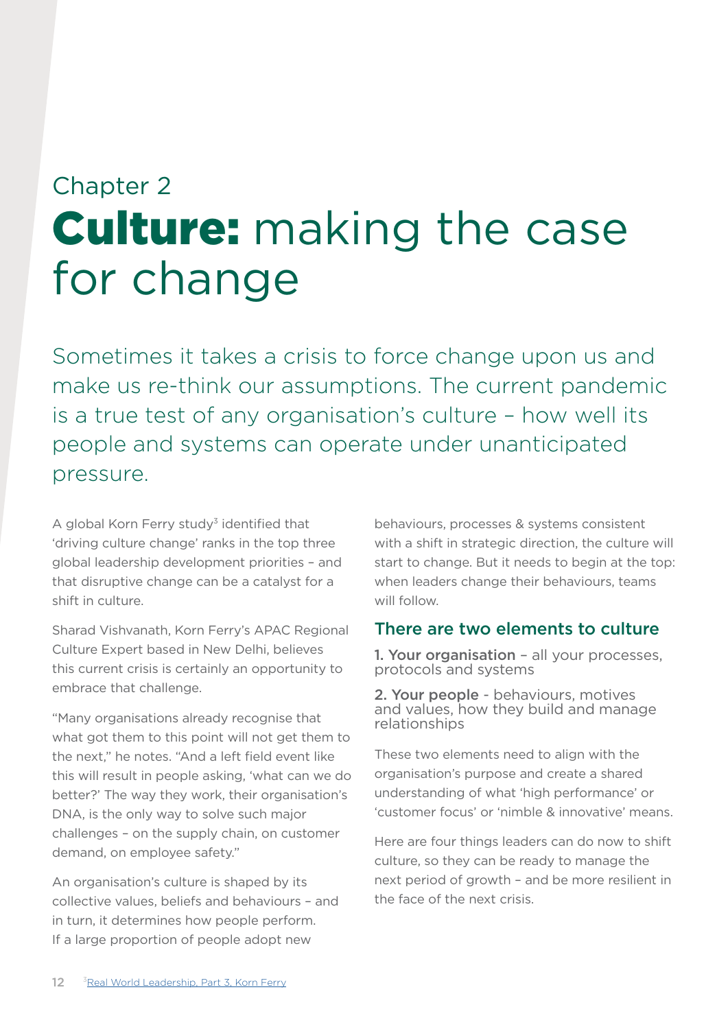Chapter 2

# **Culture:** making the case for change

Sometimes it takes a crisis to force change upon us and make us re-think our assumptions. The current pandemic is a true test of any organisation's culture – how well its people and systems can operate under unanticipated pressure.

A global Korn Ferry study[3] identified that 'driving culture change' ranks in the top three global leadership development priorities – and that disruptive change can be a catalyst for a shift in culture.

Sharad Vishvanath, Korn Ferry's APAC Regional Culture Expert based in New Delhi, believes this current crisis is certainly an opportunity to embrace that challenge.

"Many organisations already recognise that what got them to this point will not get them to the next," he notes. "And a left field event like this will result in people asking, 'what can we do better?' The way they work, their organisation's DNA, is the only way to solve such major challenges – on the supply chain, on customer demand, on employee safety."

An organisation's culture is shaped by its collective values, beliefs and behaviours – and in turn, it determines how people perform. If a large proportion of people adopt new behaviours, processes & systems consistent with a shift in strategic direction, the culture will start to change. But it needs to begin at the top: when leaders change their behaviours, teams will follow.

## There are two elements to culture

1. **Your organisation** – all your processes, protocols and systems

2. **Your people** - behaviours, motives and values, how they build and manage relationships

These two elements need to align with the organisation's purpose and create a shared understanding of what 'high performance' or 'customer focus' or 'nimble & innovative' means.

Here are four things leaders can do now to shift culture, so they can be ready to manage the next period of growth – and be more resilient in the face of the next crisis.

[3] Real World Leadership, Part 3, Korn Ferry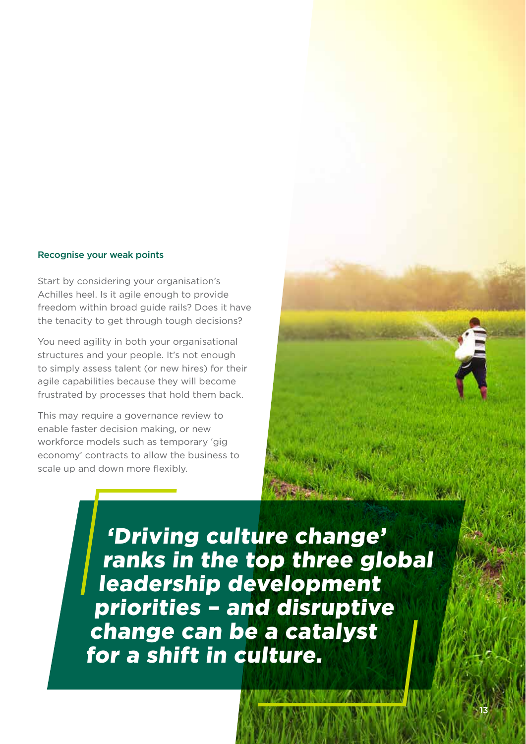### Recognise your weak points

Start by considering your organisation's Achilles heel. Is it agile enough to provide freedom within broad guide rails? Does it have the tenacity to get through tough decisions?

You need agility in both your organisational structures and your people. It's not enough to simply assess talent (or new hires) for their agile capabilities because they will become frustrated by processes that hold them back.

This may require a governance review to enable faster decision making, or new workforce models such as temporary 'gig economy' contracts to allow the business to scale up and down more flexibly.

> ***'Driving culture change' ranks in the top three global leadership development priorities – and disruptive change can be a catalyst for a shift in culture.***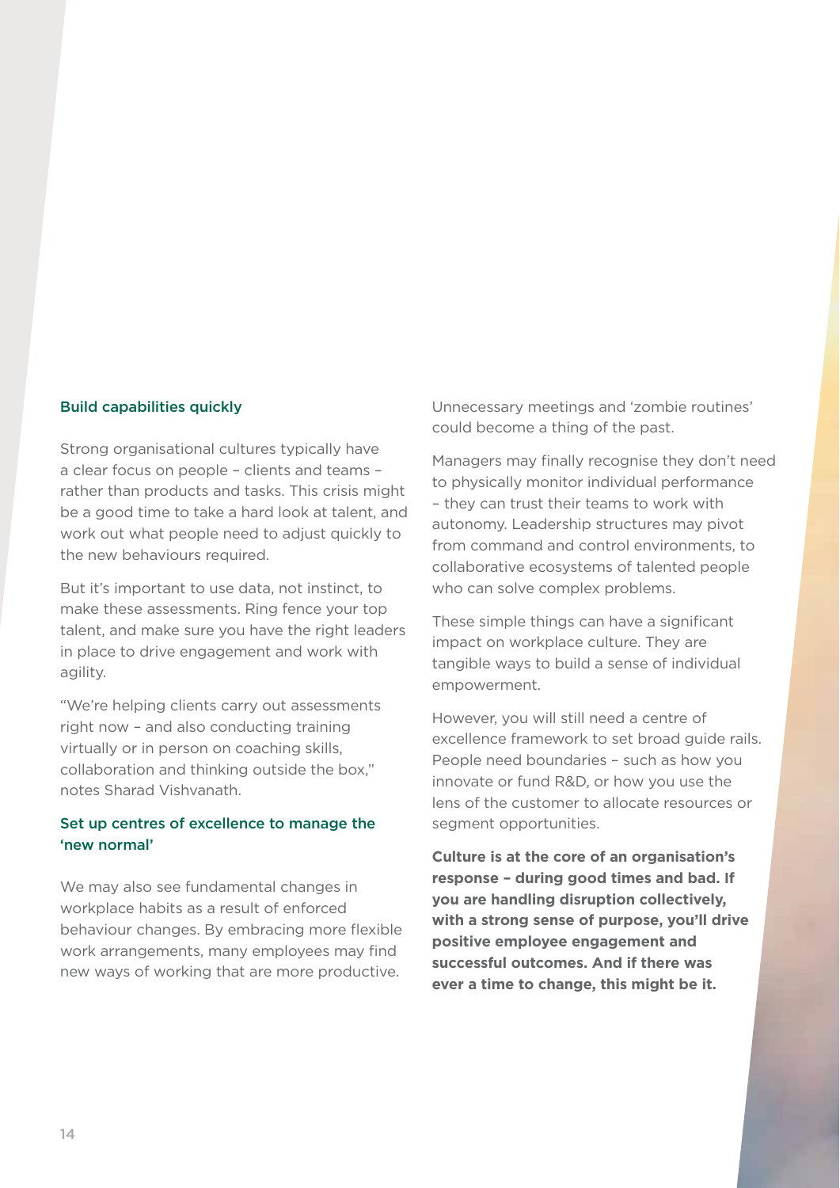### Build capabilities quickly

Strong organisational cultures typically have a clear focus on people – clients and teams – rather than products and tasks. This crisis might be a good time to take a hard look at talent, and work out what people need to adjust quickly to the new behaviours required.

But it's important to use data, not instinct, to make these assessments. Ring fence your top talent, and make sure you have the right leaders in place to drive engagement and work with agility.

"We're helping clients carry out assessments right now – and also conducting training virtually or in person on coaching skills, collaboration and thinking outside the box," notes Sharad Vishvanath.

### Set up centres of excellence to manage the 'new normal'

We may also see fundamental changes in workplace habits as a result of enforced behaviour changes. By embracing more flexible work arrangements, many employees may find new ways of working that are more productive. Unnecessary meetings and 'zombie routines' could become a thing of the past.

Managers may finally recognise they don't need to physically monitor individual performance – they can trust their teams to work with autonomy. Leadership structures may pivot from command and control environments, to collaborative ecosystems of talented people who can solve complex problems.

These simple things can have a significant impact on workplace culture. They are tangible ways to build a sense of individual empowerment.

However, you will still need a centre of excellence framework to set broad guide rails. People need boundaries – such as how you innovate or fund R&D, or how you use the lens of the customer to allocate resources or segment opportunities.

**Culture is at the core of an organisation's response – during good times and bad. If you are handling disruption collectively, with a strong sense of purpose, you'll drive positive employee engagement and successful outcomes. And if there was ever a time to change, this might be it.**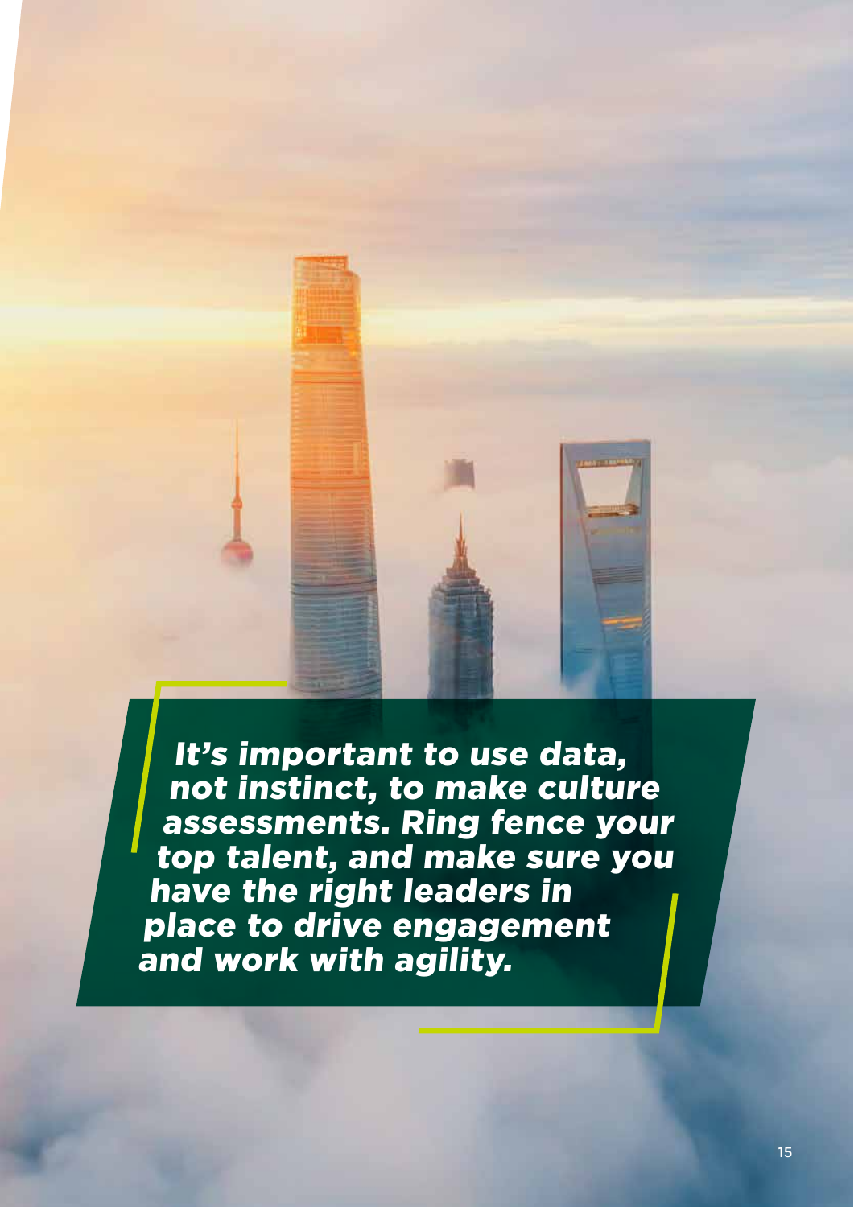*It's important to use data, not instinct, to make culture assessments. Ring fence your top talent, and make sure you have the right leaders in place to drive engagement and work with agility.*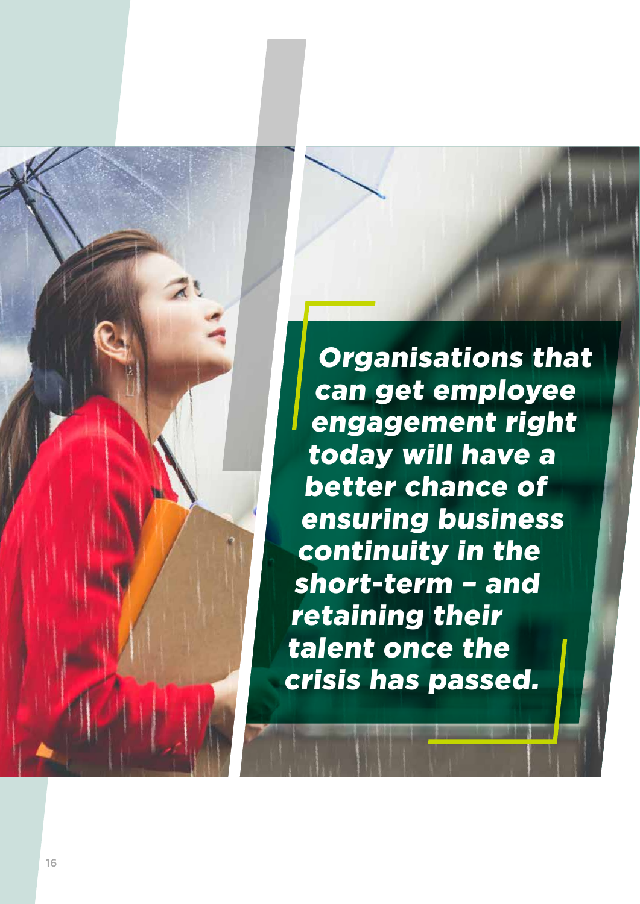*Organisations that can get employee engagement right today will have a better chance of ensuring business continuity in the short-term – and retaining their talent once the crisis has passed.*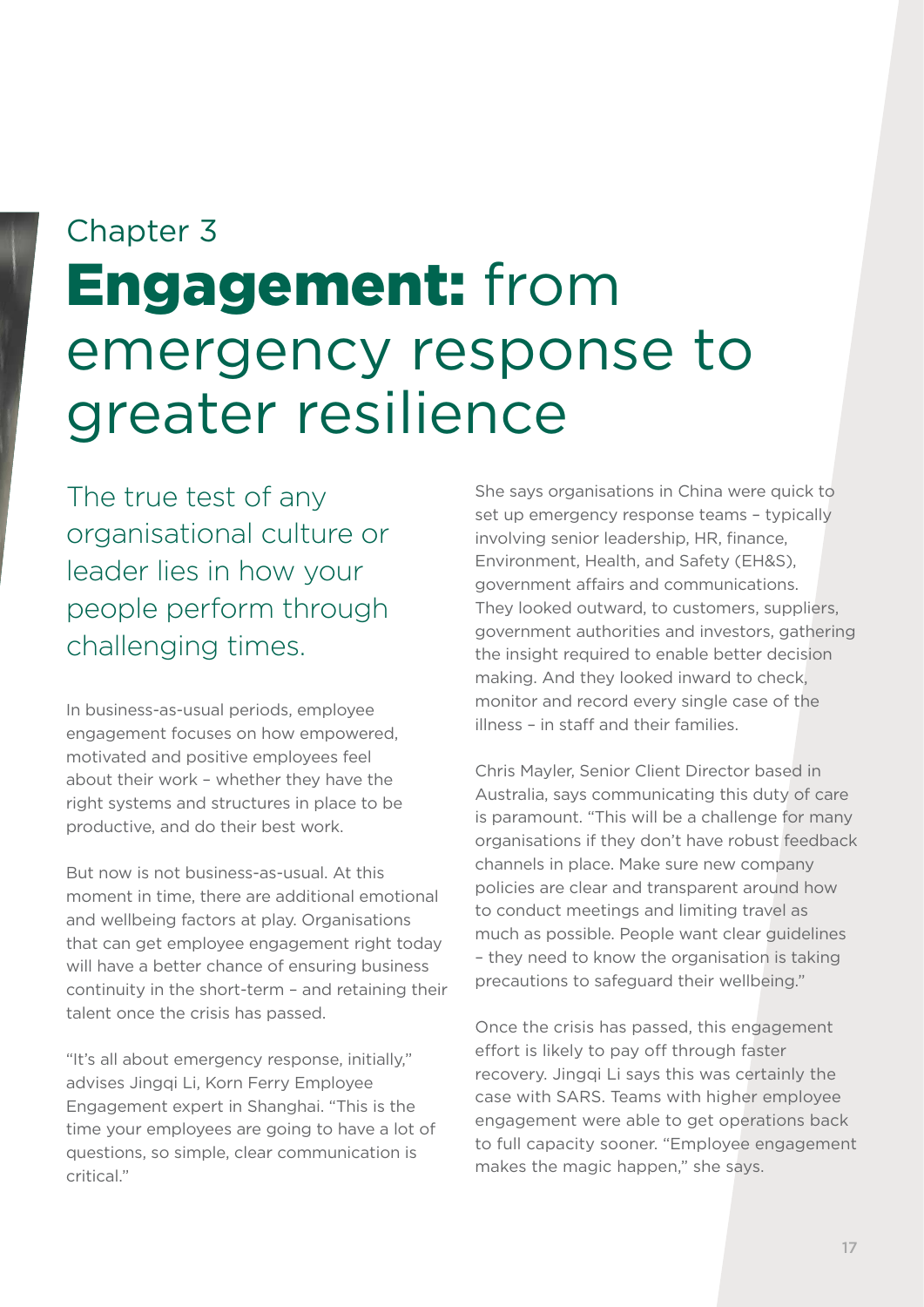Chapter 3

# **Engagement:** from emergency response to greater resilience

## The true test of any organisational culture or leader lies in how your people perform through challenging times.

In business-as-usual periods, employee engagement focuses on how empowered, motivated and positive employees feel about their work – whether they have the right systems and structures in place to be productive, and do their best work.

But now is not business-as-usual. At this moment in time, there are additional emotional and wellbeing factors at play. Organisations that can get employee engagement right today will have a better chance of ensuring business continuity in the short-term – and retaining their talent once the crisis has passed.

"It's all about emergency response, initially," advises Jingqi Li, Korn Ferry Employee Engagement expert in Shanghai. "This is the time your employees are going to have a lot of questions, so simple, clear communication is critical."

She says organisations in China were quick to set up emergency response teams – typically involving senior leadership, HR, finance, Environment, Health, and Safety (EH&S), government affairs and communications. They looked outward, to customers, suppliers, government authorities and investors, gathering the insight required to enable better decision making. And they looked inward to check, monitor and record every single case of the illness – in staff and their families.

Chris Mayler, Senior Client Director based in Australia, says communicating this duty of care is paramount. "This will be a challenge for many organisations if they don't have robust feedback channels in place. Make sure new company policies are clear and transparent around how to conduct meetings and limiting travel as much as possible. People want clear guidelines – they need to know the organisation is taking precautions to safeguard their wellbeing."

Once the crisis has passed, this engagement effort is likely to pay off through faster recovery. Jingqi Li says this was certainly the case with SARS. Teams with higher employee engagement were able to get operations back to full capacity sooner. "Employee engagement makes the magic happen," she says.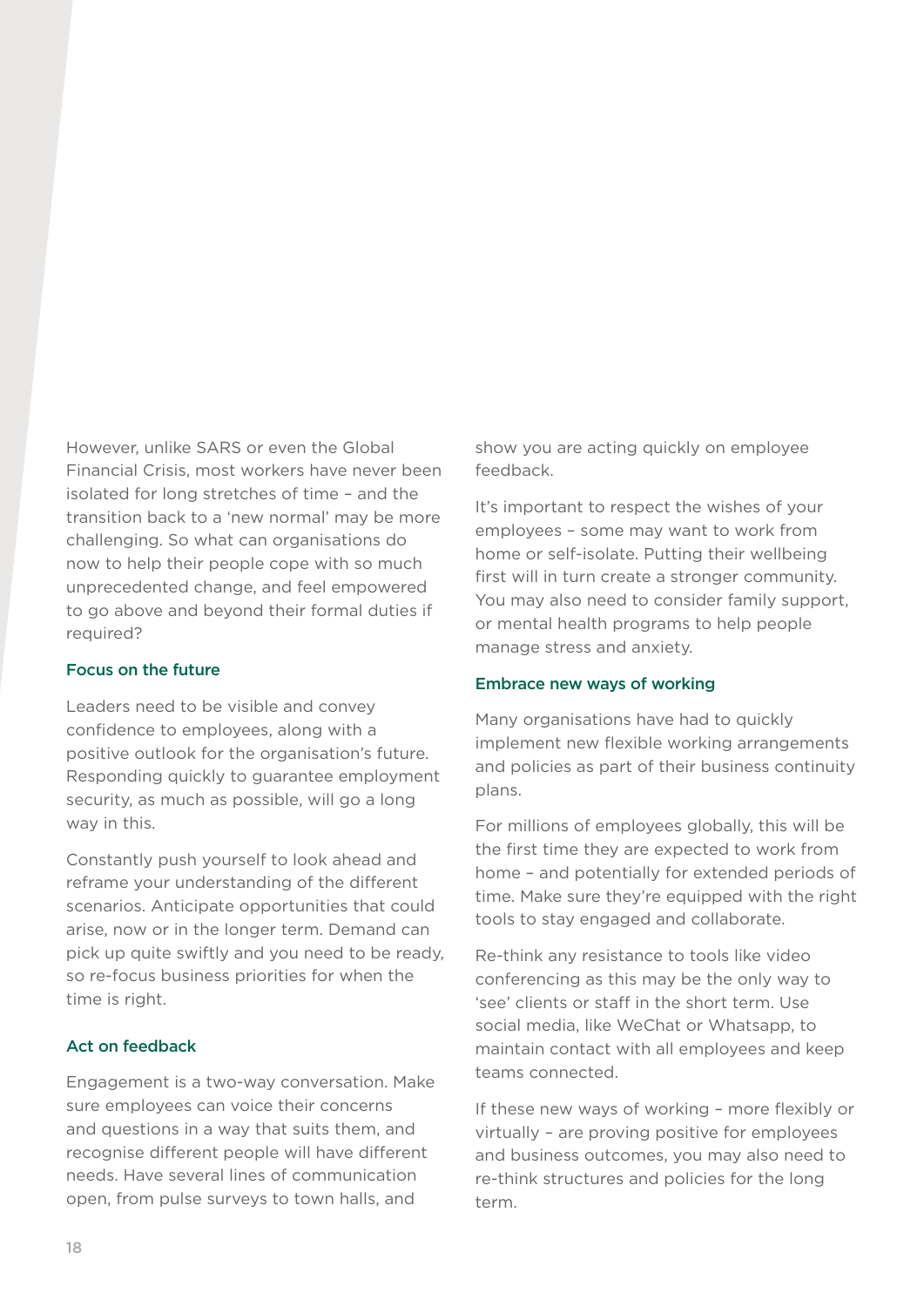However, unlike SARS or even the Global Financial Crisis, most workers have never been isolated for long stretches of time – and the transition back to a 'new normal' may be more challenging. So what can organisations do now to help their people cope with so much unprecedented change, and feel empowered to go above and beyond their formal duties if required?

### Focus on the future

Leaders need to be visible and convey confidence to employees, along with a positive outlook for the organisation's future. Responding quickly to guarantee employment security, as much as possible, will go a long way in this.

Constantly push yourself to look ahead and reframe your understanding of the different scenarios. Anticipate opportunities that could arise, now or in the longer term. Demand can pick up quite swiftly and you need to be ready, so re-focus business priorities for when the time is right.

### Act on feedback

Engagement is a two-way conversation. Make sure employees can voice their concerns and questions in a way that suits them, and recognise different people will have different needs. Have several lines of communication open, from pulse surveys to town halls, and show you are acting quickly on employee feedback.

It's important to respect the wishes of your employees – some may want to work from home or self-isolate. Putting their wellbeing first will in turn create a stronger community. You may also need to consider family support, or mental health programs to help people manage stress and anxiety.

### Embrace new ways of working

Many organisations have had to quickly implement new flexible working arrangements and policies as part of their business continuity plans.

For millions of employees globally, this will be the first time they are expected to work from home – and potentially for extended periods of time. Make sure they're equipped with the right tools to stay engaged and collaborate.

Re-think any resistance to tools like video conferencing as this may be the only way to 'see' clients or staff in the short term. Use social media, like WeChat or Whatsapp, to maintain contact with all employees and keep teams connected.

If these new ways of working – more flexibly or virtually – are proving positive for employees and business outcomes, you may also need to re-think structures and policies for the long term.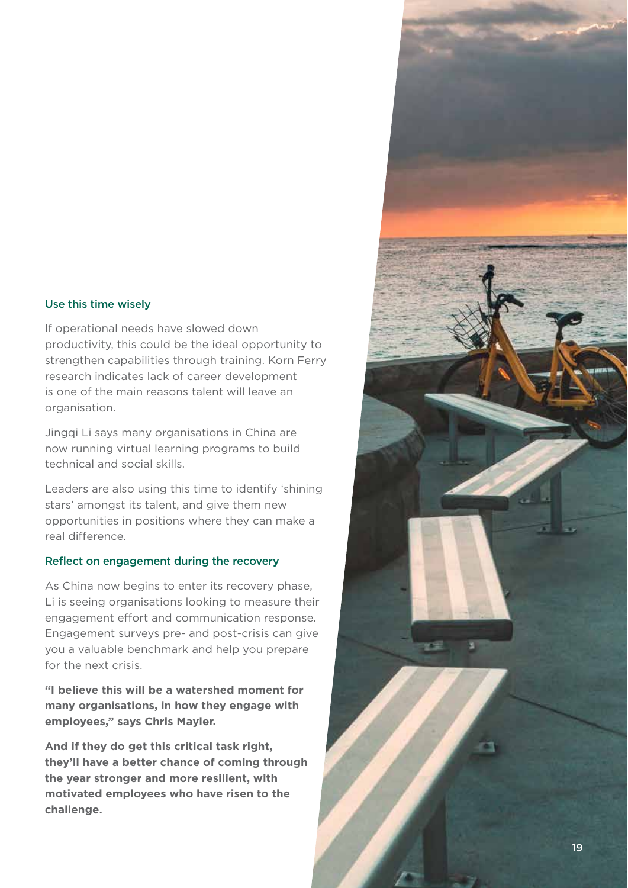### Use this time wisely

If operational needs have slowed down productivity, this could be the ideal opportunity to strengthen capabilities through training. Korn Ferry research indicates lack of career development is one of the main reasons talent will leave an organisation.

Jingqi Li says many organisations in China are now running virtual learning programs to build technical and social skills.

Leaders are also using this time to identify 'shining stars' amongst its talent, and give them new opportunities in positions where they can make a real difference.

### Reflect on engagement during the recovery

As China now begins to enter its recovery phase, Li is seeing organisations looking to measure their engagement effort and communication response. Engagement surveys pre- and post-crisis can give you a valuable benchmark and help you prepare for the next crisis.

**"I believe this will be a watershed moment for many organisations, in how they engage with employees," says Chris Mayler.**

**And if they do get this critical task right, they'll have a better chance of coming through the year stronger and more resilient, with motivated employees who have risen to the challenge.**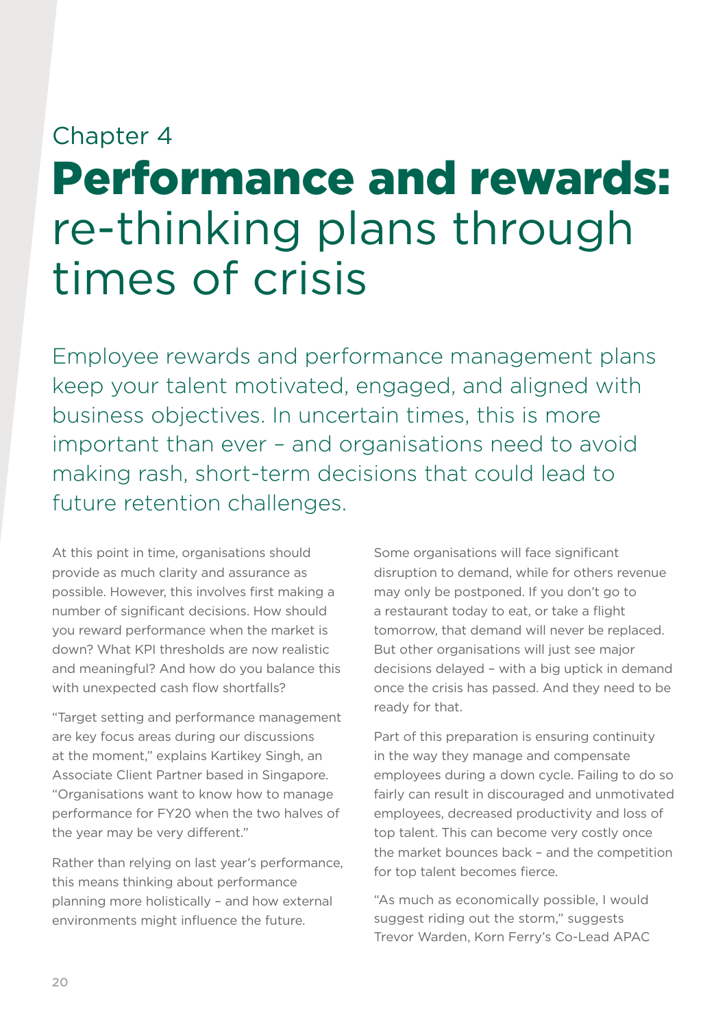Chapter 4

# **Performance and rewards:** re-thinking plans through times of crisis

Employee rewards and performance management plans keep your talent motivated, engaged, and aligned with business objectives. In uncertain times, this is more important than ever – and organisations need to avoid making rash, short-term decisions that could lead to future retention challenges.

At this point in time, organisations should provide as much clarity and assurance as possible. However, this involves first making a number of significant decisions. How should you reward performance when the market is down? What KPI thresholds are now realistic and meaningful? And how do you balance this with unexpected cash flow shortfalls?

"Target setting and performance management are key focus areas during our discussions at the moment," explains Kartikey Singh, an Associate Client Partner based in Singapore. "Organisations want to know how to manage performance for FY20 when the two halves of the year may be very different."

Rather than relying on last year's performance, this means thinking about performance planning more holistically – and how external environments might influence the future.

Some organisations will face significant disruption to demand, while for others revenue may only be postponed. If you don't go to a restaurant today to eat, or take a flight tomorrow, that demand will never be replaced. But other organisations will just see major decisions delayed – with a big uptick in demand once the crisis has passed. And they need to be ready for that.

Part of this preparation is ensuring continuity in the way they manage and compensate employees during a down cycle. Failing to do so fairly can result in discouraged and unmotivated employees, decreased productivity and loss of top talent. This can become very costly once the market bounces back – and the competition for top talent becomes fierce.

"As much as economically possible, I would suggest riding out the storm," suggests Trevor Warden, Korn Ferry's Co-Lead APAC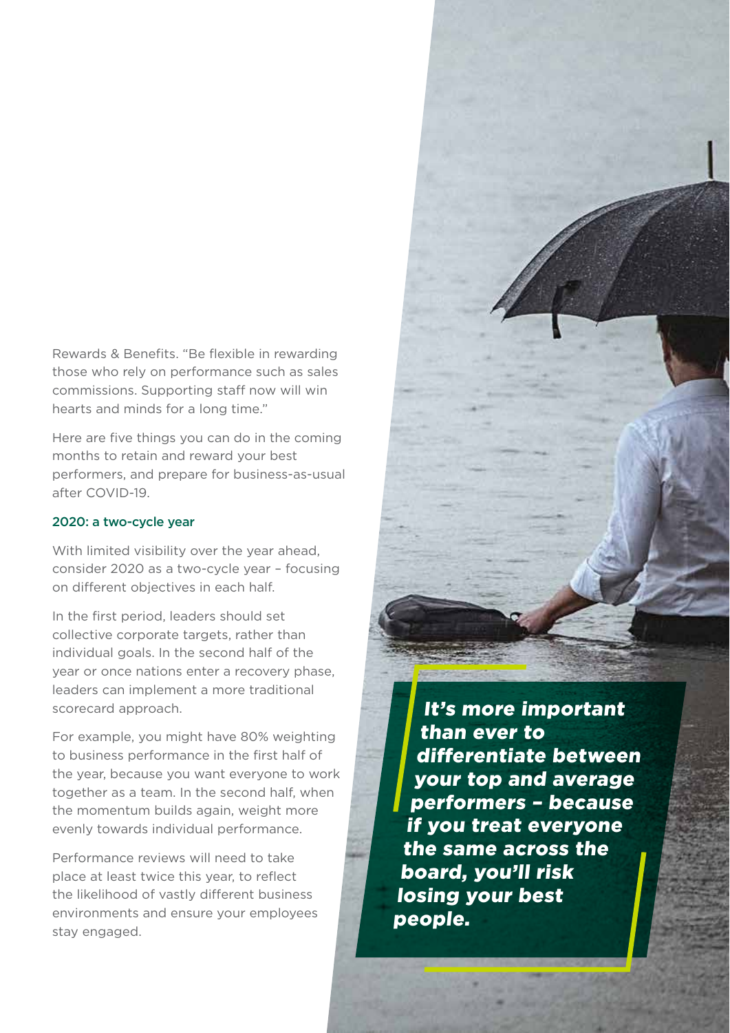Rewards & Benefits. “Be flexible in rewarding those who rely on performance such as sales commissions. Supporting staff now will win hearts and minds for a long time.”

Here are five things you can do in the coming months to retain and reward your best performers, and prepare for business-as-usual after COVID-19.

### 2020: a two-cycle year

With limited visibility over the year ahead, consider 2020 as a two-cycle year – focusing on different objectives in each half.

In the first period, leaders should set collective corporate targets, rather than individual goals. In the second half of the year or once nations enter a recovery phase, leaders can implement a more traditional scorecard approach.

For example, you might have 80% weighting to business performance in the first half of the year, because you want everyone to work together as a team. In the second half, when the momentum builds again, weight more evenly towards individual performance.

Performance reviews will need to take place at least twice this year, to reflect the likelihood of vastly different business environments and ensure your employees stay engaged.

***It’s more important than ever to differentiate between your top and average performers – because if you treat everyone the same across the board, you’ll risk losing your best people.***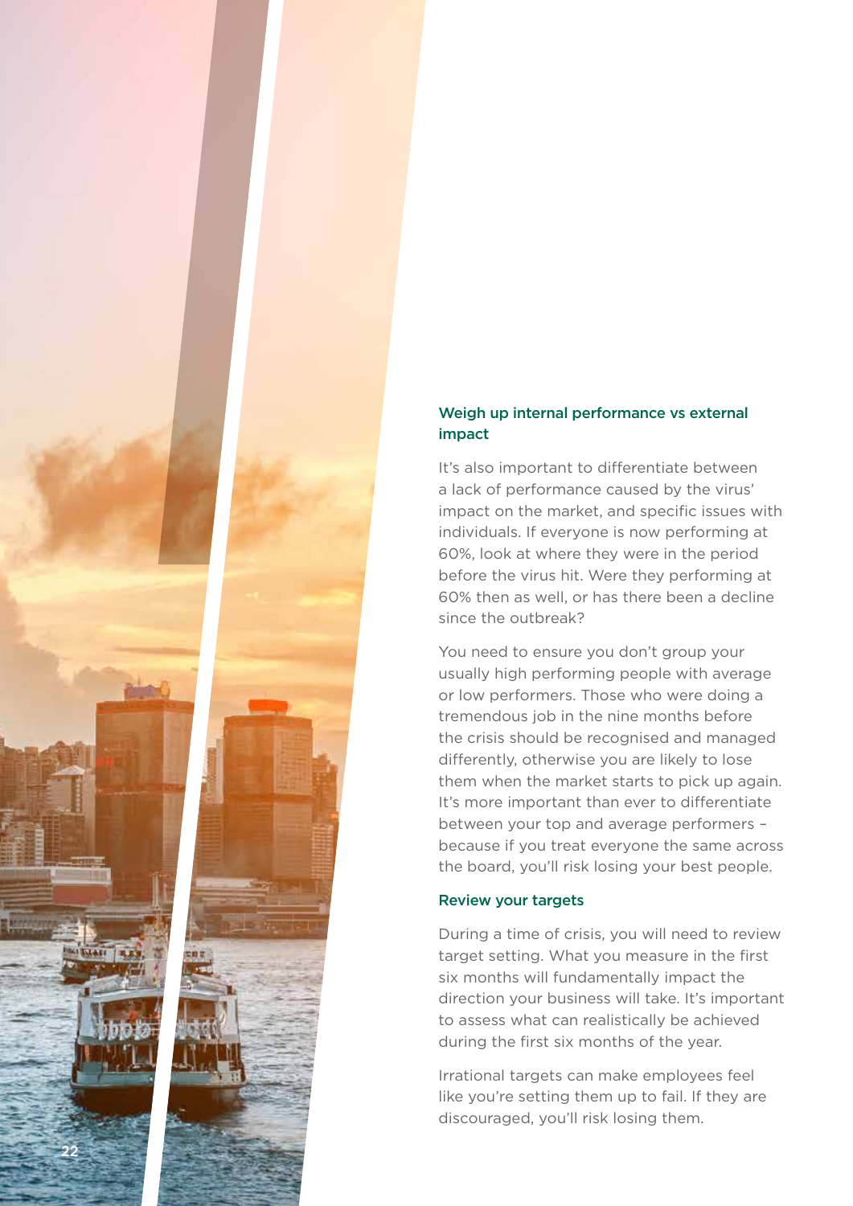### Weigh up internal performance vs external impact

It's also important to differentiate between a lack of performance caused by the virus' impact on the market, and specific issues with individuals. If everyone is now performing at 60%, look at where they were in the period before the virus hit. Were they performing at 60% then as well, or has there been a decline since the outbreak?

You need to ensure you don't group your usually high performing people with average or low performers. Those who were doing a tremendous job in the nine months before the crisis should be recognised and managed differently, otherwise you are likely to lose them when the market starts to pick up again. It's more important than ever to differentiate between your top and average performers – because if you treat everyone the same across the board, you'll risk losing your best people.

### Review your targets

During a time of crisis, you will need to review target setting. What you measure in the first six months will fundamentally impact the direction your business will take. It's important to assess what can realistically be achieved during the first six months of the year.

Irrational targets can make employees feel like you're setting them up to fail. If they are discouraged, you'll risk losing them.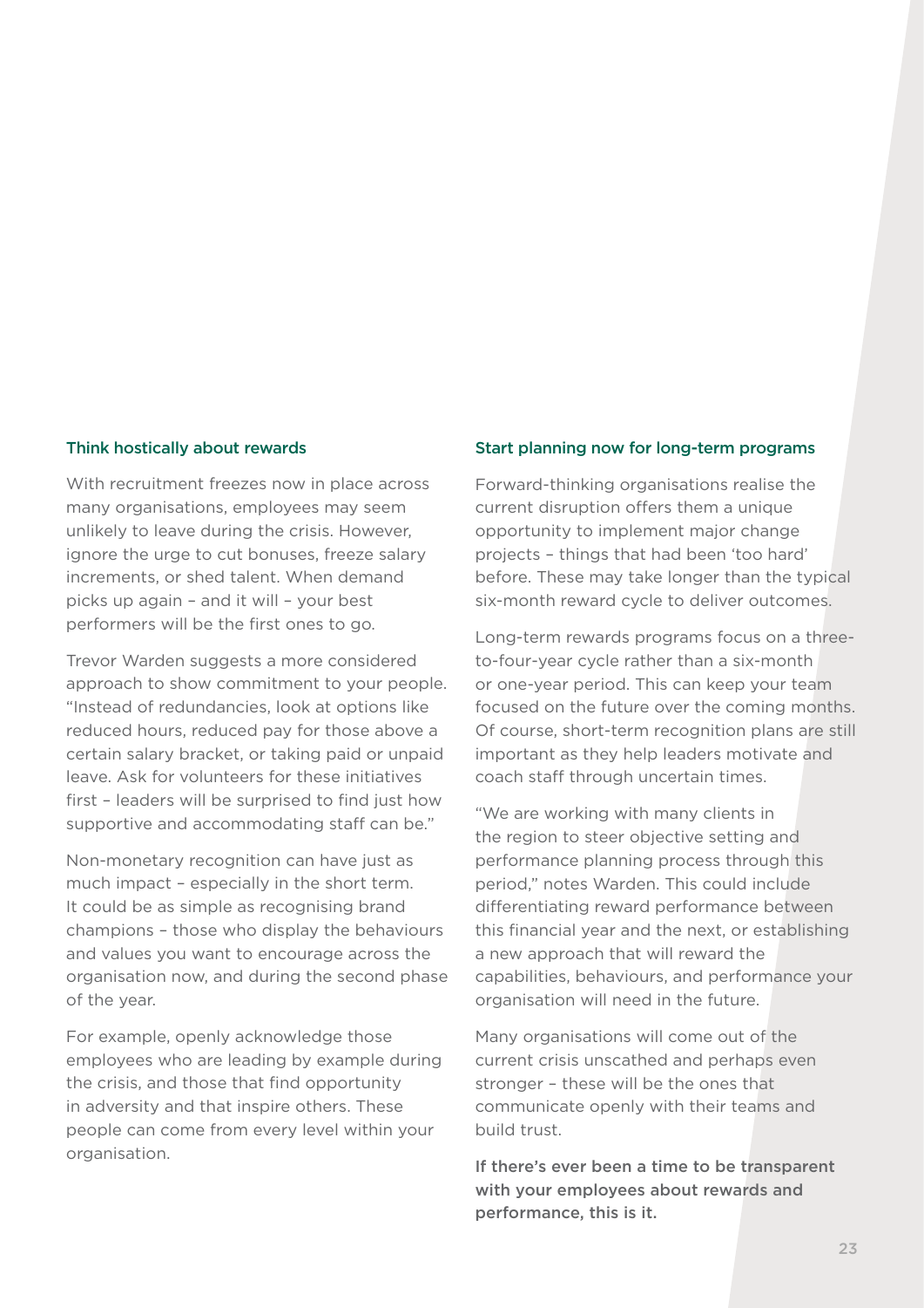### Think hostically about rewards

With recruitment freezes now in place across many organisations, employees may seem unlikely to leave during the crisis. However, ignore the urge to cut bonuses, freeze salary increments, or shed talent. When demand picks up again – and it will – your best performers will be the first ones to go.

Trevor Warden suggests a more considered approach to show commitment to your people. "Instead of redundancies, look at options like reduced hours, reduced pay for those above a certain salary bracket, or taking paid or unpaid leave. Ask for volunteers for these initiatives first – leaders will be surprised to find just how supportive and accommodating staff can be."

Non-monetary recognition can have just as much impact – especially in the short term. It could be as simple as recognising brand champions – those who display the behaviours and values you want to encourage across the organisation now, and during the second phase of the year.

For example, openly acknowledge those employees who are leading by example during the crisis, and those that find opportunity in adversity and that inspire others. These people can come from every level within your organisation.

### Start planning now for long-term programs

Forward-thinking organisations realise the current disruption offers them a unique opportunity to implement major change projects – things that had been 'too hard' before. These may take longer than the typical six-month reward cycle to deliver outcomes.

Long-term rewards programs focus on a three-to-four-year cycle rather than a six-month or one-year period. This can keep your team focused on the future over the coming months. Of course, short-term recognition plans are still important as they help leaders motivate and coach staff through uncertain times.

"We are working with many clients in the region to steer objective setting and performance planning process through this period," notes Warden. This could include differentiating reward performance between this financial year and the next, or establishing a new approach that will reward the capabilities, behaviours, and performance your organisation will need in the future.

Many organisations will come out of the current crisis unscathed and perhaps even stronger – these will be the ones that communicate openly with their teams and build trust.

**If there's ever been a time to be transparent with your employees about rewards and performance, this is it.**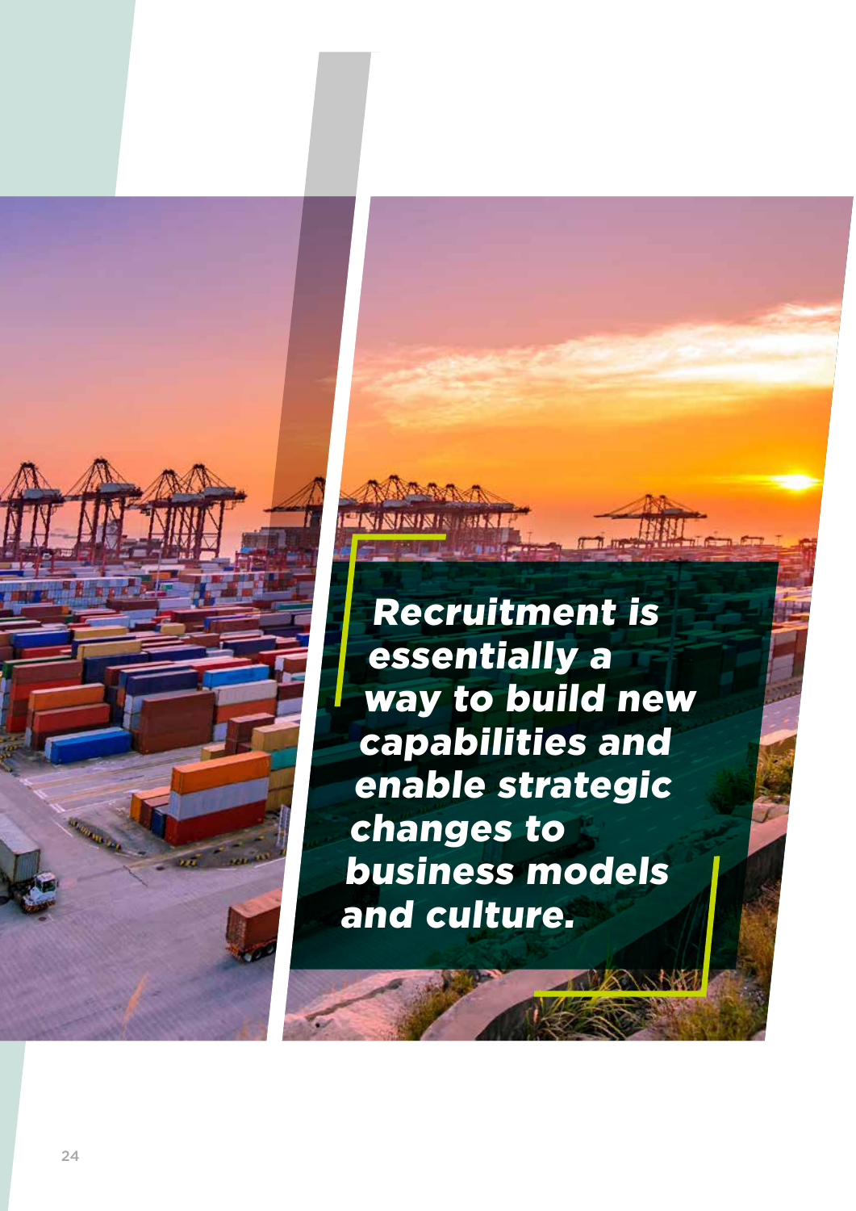***Recruitment is essentially a way to build new capabilities and enable strategic changes to business models and culture.***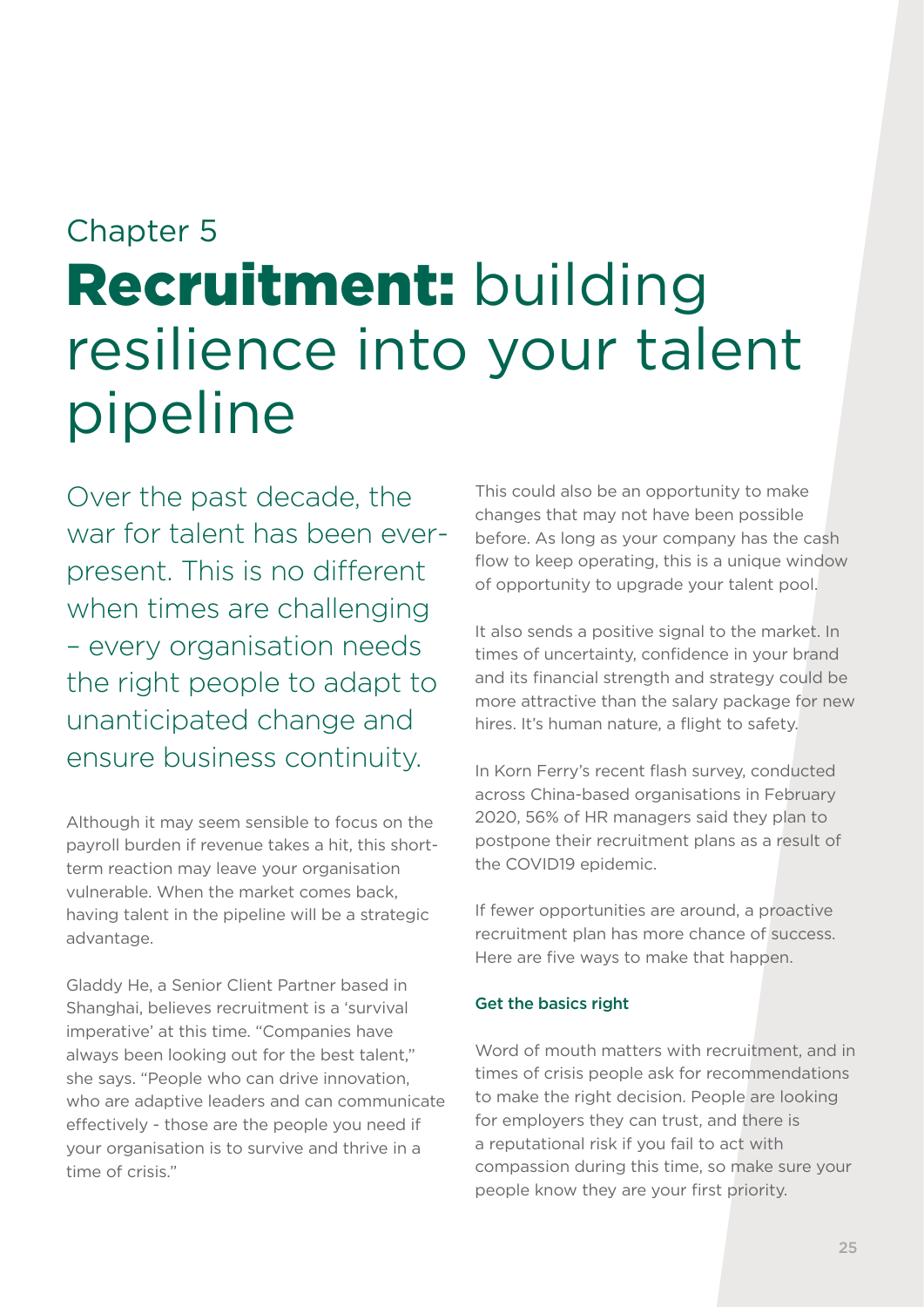Chapter 5

# **Recruitment:** building resilience into your talent pipeline

Over the past decade, the war for talent has been ever-present. This is no different when times are challenging – every organisation needs the right people to adapt to unanticipated change and ensure business continuity.

Although it may seem sensible to focus on the payroll burden if revenue takes a hit, this short-term reaction may leave your organisation vulnerable. When the market comes back, having talent in the pipeline will be a strategic advantage.

Gladdy He, a Senior Client Partner based in Shanghai, believes recruitment is a 'survival imperative' at this time. "Companies have always been looking out for the best talent," she says. "People who can drive innovation, who are adaptive leaders and can communicate effectively - those are the people you need if your organisation is to survive and thrive in a time of crisis."

This could also be an opportunity to make changes that may not have been possible before. As long as your company has the cash flow to keep operating, this is a unique window of opportunity to upgrade your talent pool.

It also sends a positive signal to the market. In times of uncertainty, confidence in your brand and its financial strength and strategy could be more attractive than the salary package for new hires. It's human nature, a flight to safety.

In Korn Ferry's recent flash survey, conducted across China-based organisations in February 2020, 56% of HR managers said they plan to postpone their recruitment plans as a result of the COVID19 epidemic.

If fewer opportunities are around, a proactive recruitment plan has more chance of success. Here are five ways to make that happen.

### Get the basics right

Word of mouth matters with recruitment, and in times of crisis people ask for recommendations to make the right decision. People are looking for employers they can trust, and there is a reputational risk if you fail to act with compassion during this time, so make sure your people know they are your first priority.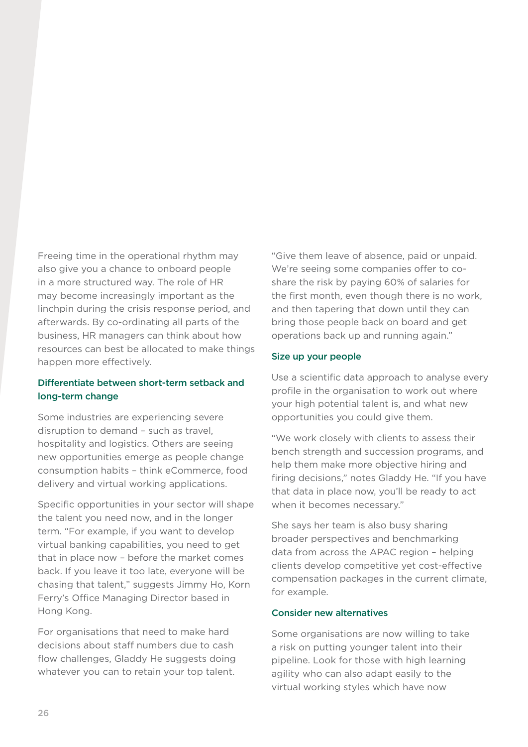Freeing time in the operational rhythm may also give you a chance to onboard people in a more structured way. The role of HR may become increasingly important as the linchpin during the crisis response period, and afterwards. By co-ordinating all parts of the business, HR managers can think about how resources can best be allocated to make things happen more effectively.

### Differentiate between short-term setback and long-term change

Some industries are experiencing severe disruption to demand – such as travel, hospitality and logistics. Others are seeing new opportunities emerge as people change consumption habits – think eCommerce, food delivery and virtual working applications.

Specific opportunities in your sector will shape the talent you need now, and in the longer term. "For example, if you want to develop virtual banking capabilities, you need to get that in place now – before the market comes back. If you leave it too late, everyone will be chasing that talent," suggests Jimmy Ho, Korn Ferry's Office Managing Director based in Hong Kong.

For organisations that need to make hard decisions about staff numbers due to cash flow challenges, Gladdy He suggests doing whatever you can to retain your top talent.

"Give them leave of absence, paid or unpaid. We're seeing some companies offer to co-share the risk by paying 60% of salaries for the first month, even though there is no work, and then tapering that down until they can bring those people back on board and get operations back up and running again."

### Size up your people

Use a scientific data approach to analyse every profile in the organisation to work out where your high potential talent is, and what new opportunities you could give them.

"We work closely with clients to assess their bench strength and succession programs, and help them make more objective hiring and firing decisions," notes Gladdy He. "If you have that data in place now, you'll be ready to act when it becomes necessary."

She says her team is also busy sharing broader perspectives and benchmarking data from across the APAC region – helping clients develop competitive yet cost-effective compensation packages in the current climate, for example.

### Consider new alternatives

Some organisations are now willing to take a risk on putting younger talent into their pipeline. Look for those with high learning agility who can also adapt easily to the virtual working styles which have now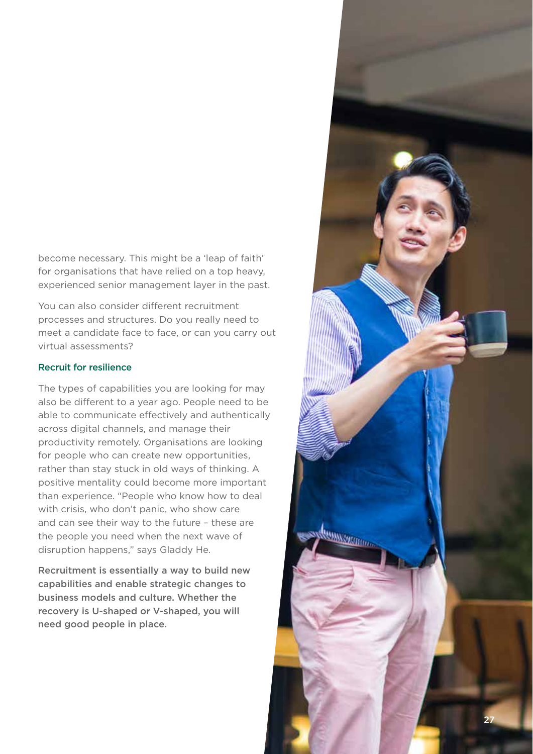become necessary. This might be a 'leap of faith' for organisations that have relied on a top heavy, experienced senior management layer in the past.

You can also consider different recruitment processes and structures. Do you really need to meet a candidate face to face, or can you carry out virtual assessments?

### Recruit for resilience

The types of capabilities you are looking for may also be different to a year ago. People need to be able to communicate effectively and authentically across digital channels, and manage their productivity remotely. Organisations are looking for people who can create new opportunities, rather than stay stuck in old ways of thinking. A positive mentality could become more important than experience. "People who know how to deal with crisis, who don't panic, who show care and can see their way to the future – these are the people you need when the next wave of disruption happens," says Gladdy He.

**Recruitment is essentially a way to build new capabilities and enable strategic changes to business models and culture. Whether the recovery is U-shaped or V-shaped, you will need good people in place.**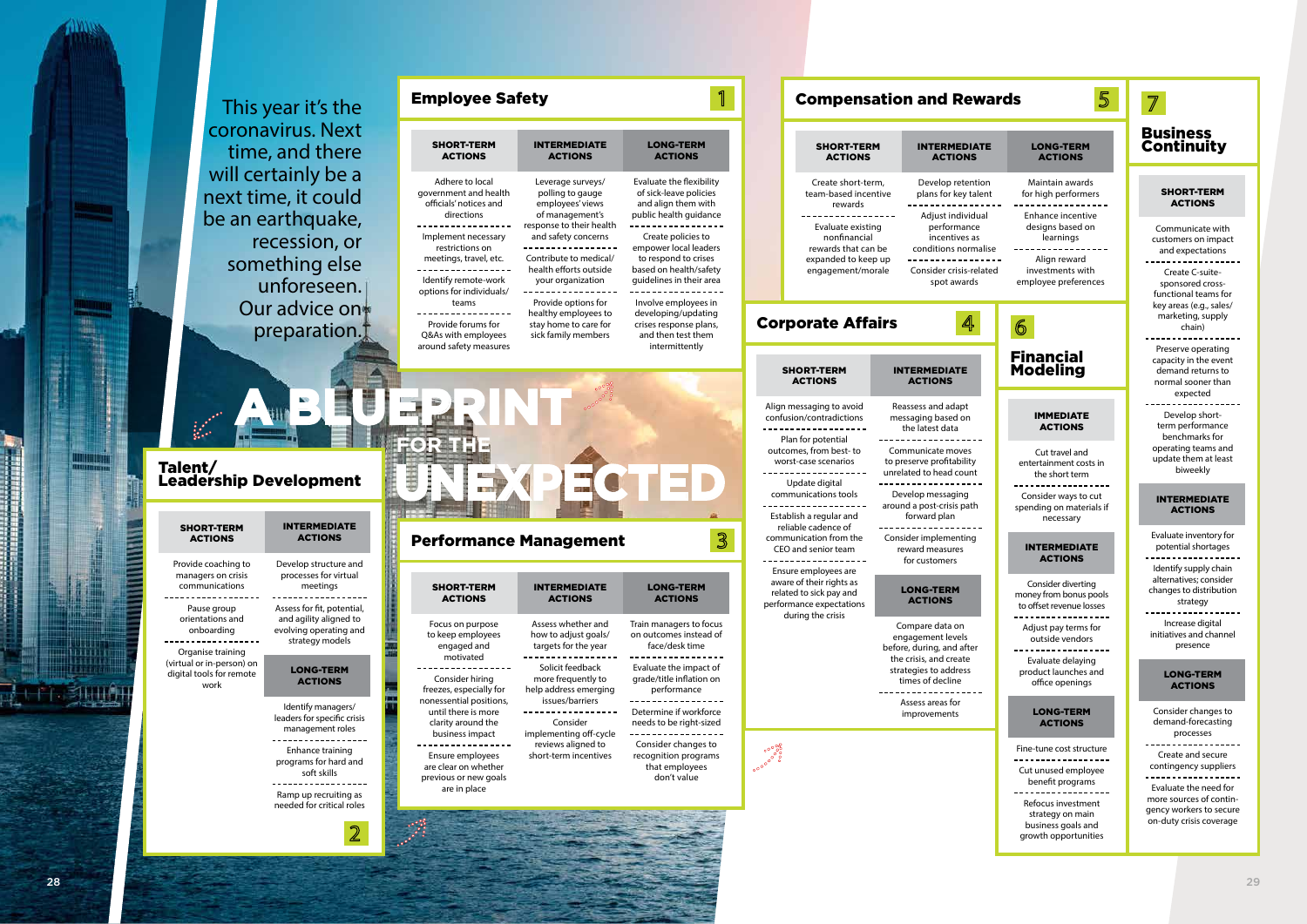This year it's the coronavirus. Next time, and there will certainly be a next time, it could be an earthquake, recession, or something else unforeseen. Our advice on preparation.

# A BLUEPRINT FOR THE UNEXPECTED

## 1 Employee Safety

| SHORT-TERM ACTIONS | INTERMEDIATE ACTIONS | LONG-TERM ACTIONS |
| --- | --- | --- |
| Adhere to local government and health officials' notices and directions | Leverage surveys/polling to gauge employees' views of management's response to their health and safety concerns | Evaluate the flexibility of sick-leave policies and align them with public health guidance |
| Implement necessary restrictions on meetings, travel, etc. | Contribute to medical/health efforts outside your organization | Create policies to empower local leaders to respond to crises based on health/safety guidelines in their area |
| Identify remote-work options for individuals/teams | Provide options for healthy employees to stay home to care for sick family members | Involve employees in developing/updating crises response plans, and then test them intermittently |
| Provide forums for Q&As with employees around safety measures | | |

## 2 Talent/Leadership Development

| SHORT-TERM ACTIONS | INTERMEDIATE ACTIONS |
| --- | --- |
| Provide coaching to managers on crisis communications | Develop structure and processes for virtual meetings |
| Pause group orientations and onboarding | Assess for fit, potential, and agility aligned to evolving operating and strategy models |
| Organise training (virtual or in-person) on digital tools for remote work | |

| LONG-TERM ACTIONS |
| --- |
| Identify managers/leaders for specific crisis management roles |
| Enhance training programs for hard and soft skills |
| Ramp up recruiting as needed for critical roles |

## 3 Performance Management

| SHORT-TERM ACTIONS | INTERMEDIATE ACTIONS | LONG-TERM ACTIONS |
| --- | --- | --- |
| Focus on purpose to keep employees engaged and motivated | Assess whether and how to adjust goals/targets for the year | Train managers to focus on outcomes instead of face/desk time |
| Consider hiring freezes, especially for nonessential positions, until there is more clarity around the business impact | Solicit feedback more frequently to help address emerging issues/barriers | Evaluate the impact of grade/title inflation on performance |
| Ensure employees are clear on whether previous or new goals are in place | Consider implementing off-cycle reviews aligned to short-term incentives | Determine if workforce needs to be right-sized |
| | | Consider changes to recognition programs that employees don't value |

## 4 Corporate Affairs

| SHORT-TERM ACTIONS | INTERMEDIATE ACTIONS |
| --- | --- |
| Align messaging to avoid confusion/contradictions | Reassess and adapt messaging based on the latest data |
| Plan for potential outcomes, from best- to worst-case scenarios | Communicate moves to preserve profitability unrelated to head count |
| Update digital communications tools | Develop messaging around a post-crisis path forward plan |
| Establish a regular and reliable cadence of communication from the CEO and senior team | Consider implementing reward measures for customers |
| Ensure employees are aware of their rights as related to sick pay and performance expectations during the crisis | |

| LONG-TERM ACTIONS |
| --- |
| Compare data on engagement levels before, during, and after the crisis, and create strategies to address times of decline |
| Assess areas for improvements |

## 5 Compensation and Rewards

| SHORT-TERM ACTIONS | INTERMEDIATE ACTIONS | LONG-TERM ACTIONS |
| --- | --- | --- |
| Create short-term, team-based incentive rewards | Develop retention plans for key talent | Maintain awards for high performers |
| Evaluate existing nonfinancial rewards that can be expanded to keep up engagement/morale | Adjust individual performance incentives as conditions normalise | Enhance incentive designs based on learnings |
| | Consider crisis-related spot awards | Align reward investments with employee preferences |

## 6 Financial Modeling

| IMMEDIATE ACTIONS |
| --- |
| Cut travel and entertainment costs in the short term |
| Consider ways to cut spending on materials if necessary |

| INTERMEDIATE ACTIONS |
| --- |
| Consider diverting money from bonus pools to offset revenue losses |
| Adjust pay terms for outside vendors |
| Evaluate delaying product launches and office openings |

| LONG-TERM ACTIONS |
| --- |
| Fine-tune cost structure |
| Cut unused employee benefit programs |
| Refocus investment strategy on main business goals and growth opportunities |

## 7 Business Continuity

| SHORT-TERM ACTIONS |
| --- |
| Communicate with customers on impact and expectations |
| Create C-suite-sponsored cross-functional teams for key areas (e.g., sales/marketing, supply chain) |
| Preserve operating capacity in the event demand returns to normal sooner than expected |
| Develop short-term performance benchmarks for operating teams and update them at least biweekly |

| INTERMEDIATE ACTIONS |
| --- |
| Evaluate inventory for potential shortages |
| Identify supply chain alternatives; consider changes to distribution strategy |
| Increase digital initiatives and channel presence |

| LONG-TERM ACTIONS |
| --- |
| Consider changes to demand-forecasting processes |
| Create and secure contingency suppliers |
| Evaluate the need for more sources of contingency workers to secure on-duty crisis coverage |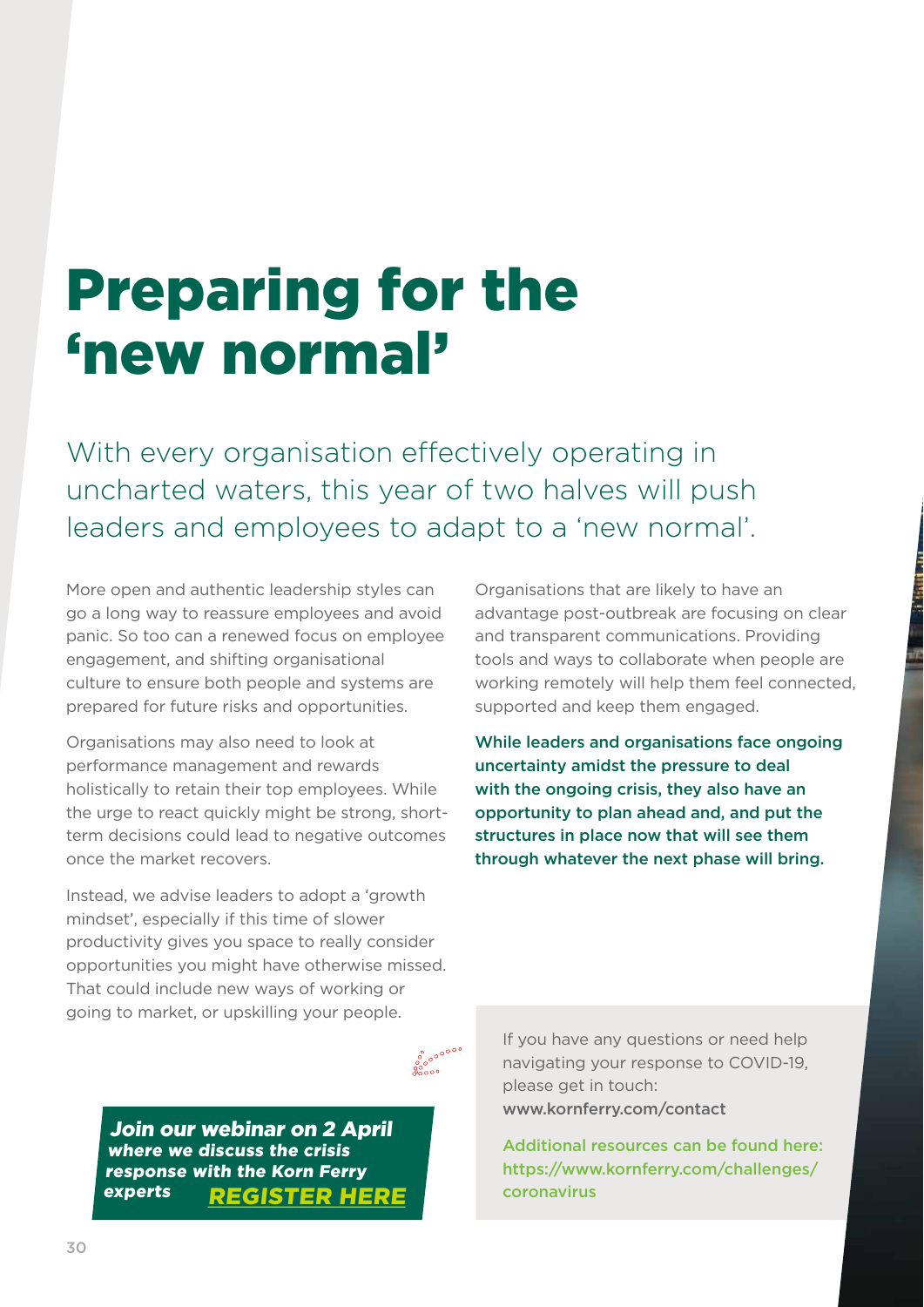# Preparing for the 'new normal'

With every organisation effectively operating in uncharted waters, this year of two halves will push leaders and employees to adapt to a 'new normal'.

More open and authentic leadership styles can go a long way to reassure employees and avoid panic. So too can a renewed focus on employee engagement, and shifting organisational culture to ensure both people and systems are prepared for future risks and opportunities.

Organisations may also need to look at performance management and rewards holistically to retain their top employees. While the urge to react quickly might be strong, short-term decisions could lead to negative outcomes once the market recovers.

Instead, we advise leaders to adopt a 'growth mindset', especially if this time of slower productivity gives you space to really consider opportunities you might have otherwise missed. That could include new ways of working or going to market, or upskilling your people.

Organisations that are likely to have an advantage post-outbreak are focusing on clear and transparent communications. Providing tools and ways to collaborate when people are working remotely will help them feel connected, supported and keep them engaged.

**While leaders and organisations face ongoing uncertainty amidst the pressure to deal with the ongoing crisis, they also have an opportunity to plan ahead and, and put the structures in place now that will see them through whatever the next phase will bring.**

***Join our webinar on 2 April where we discuss the crisis response with the Korn Ferry experts*** ***REGISTER HERE***

If you have any questions or need help navigating your response to COVID-19, please get in touch:
www.kornferry.com/contact

Additional resources can be found here:
https://www.kornferry.com/challenges/coronavirus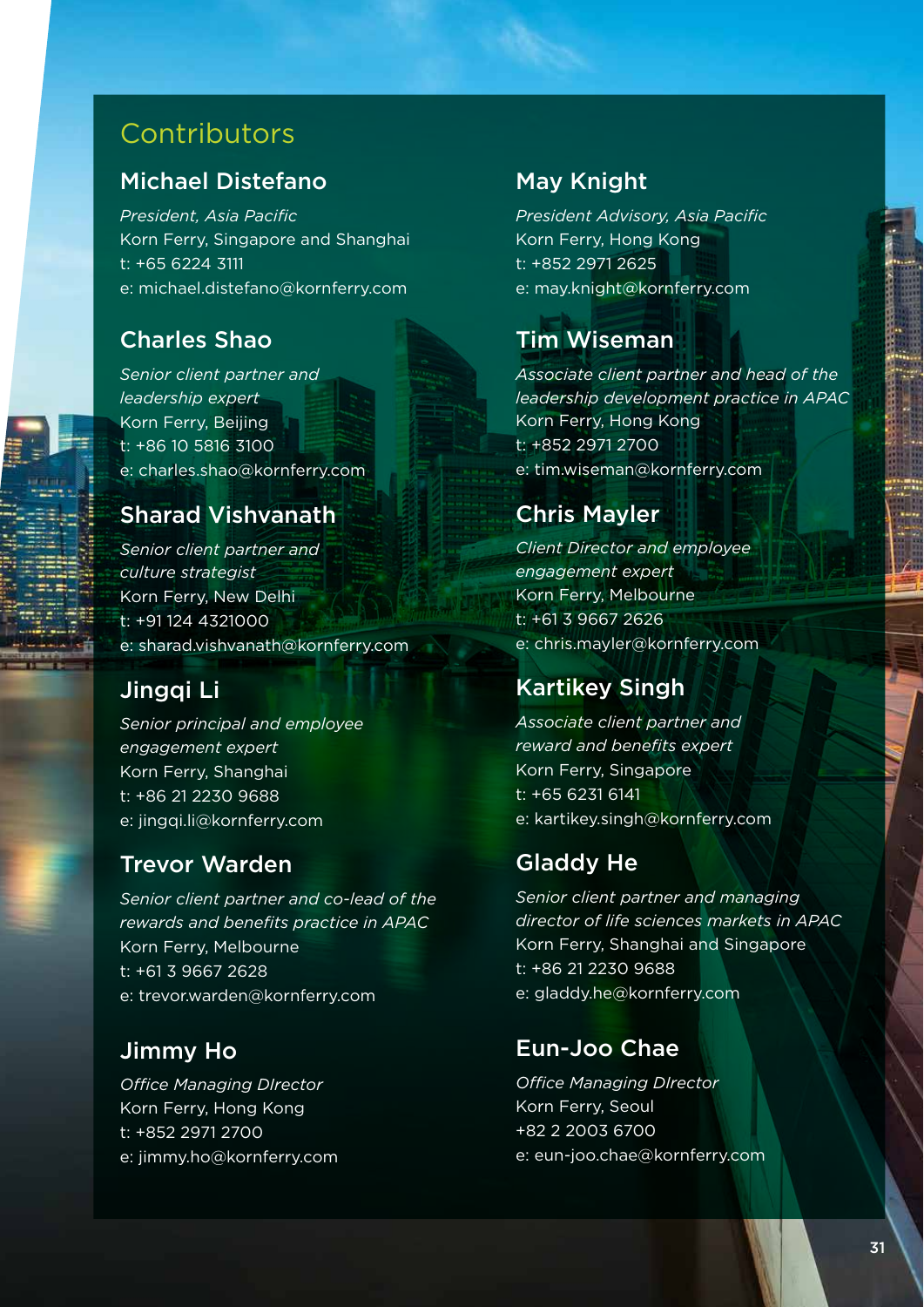## Contributors

### Michael Distefano

*President, Asia Pacific*
Korn Ferry, Singapore and Shanghai
t: +65 6224 3111
e: michael.distefano@kornferry.com

### Charles Shao

*Senior client partner and leadership expert*
Korn Ferry, Beijing
t: +86 10 5816 3100
e: charles.shao@kornferry.com

### Sharad Vishvanath

*Senior client partner and culture strategist*
Korn Ferry, New Delhi
t: +91 124 4321000
e: sharad.vishvanath@kornferry.com

### Jingqi Li

*Senior principal and employee engagement expert*
Korn Ferry, Shanghai
t: +86 21 2230 9688
e: jingqi.li@kornferry.com

### Trevor Warden

*Senior client partner and co-lead of the rewards and benefits practice in APAC*
Korn Ferry, Melbourne
t: +61 3 9667 2628
e: trevor.warden@kornferry.com

### Jimmy Ho

*Office Managing DIrector*
Korn Ferry, Hong Kong
t: +852 2971 2700
e: jimmy.ho@kornferry.com

### May Knight

*President Advisory, Asia Pacific*
Korn Ferry, Hong Kong
t: +852 2971 2625
e: may.knight@kornferry.com

### Tim Wiseman

*Associate client partner and head of the leadership development practice in APAC*
Korn Ferry, Hong Kong
t: +852 2971 2700
e: tim.wiseman@kornferry.com

### Chris Mayler

*Client Director and employee engagement expert*
Korn Ferry, Melbourne
t: +61 3 9667 2626
e: chris.mayler@kornferry.com

### Kartikey Singh

*Associate client partner and reward and benefits expert*
Korn Ferry, Singapore
t: +65 6231 6141
e: kartikey.singh@kornferry.com

### Gladdy He

*Senior client partner and managing director of life sciences markets in APAC*
Korn Ferry, Shanghai and Singapore
t: +86 21 2230 9688
e: gladdy.he@kornferry.com

### Eun-Joo Chae

*Office Managing DIrector*
Korn Ferry, Seoul
+82 2 2003 6700
e: eun-joo.chae@kornferry.com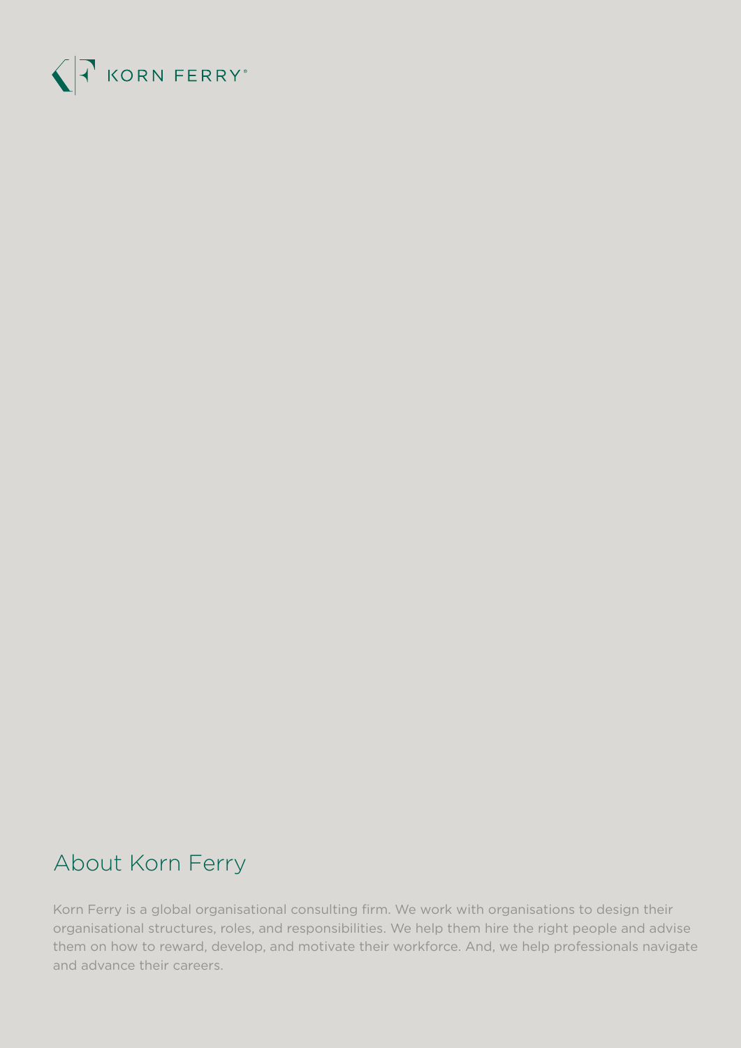KORN FERRY®

## About Korn Ferry

Korn Ferry is a global organisational consulting firm. We work with organisations to design their organisational structures, roles, and responsibilities. We help them hire the right people and advise them on how to reward, develop, and motivate their workforce. And, we help professionals navigate and advance their careers.